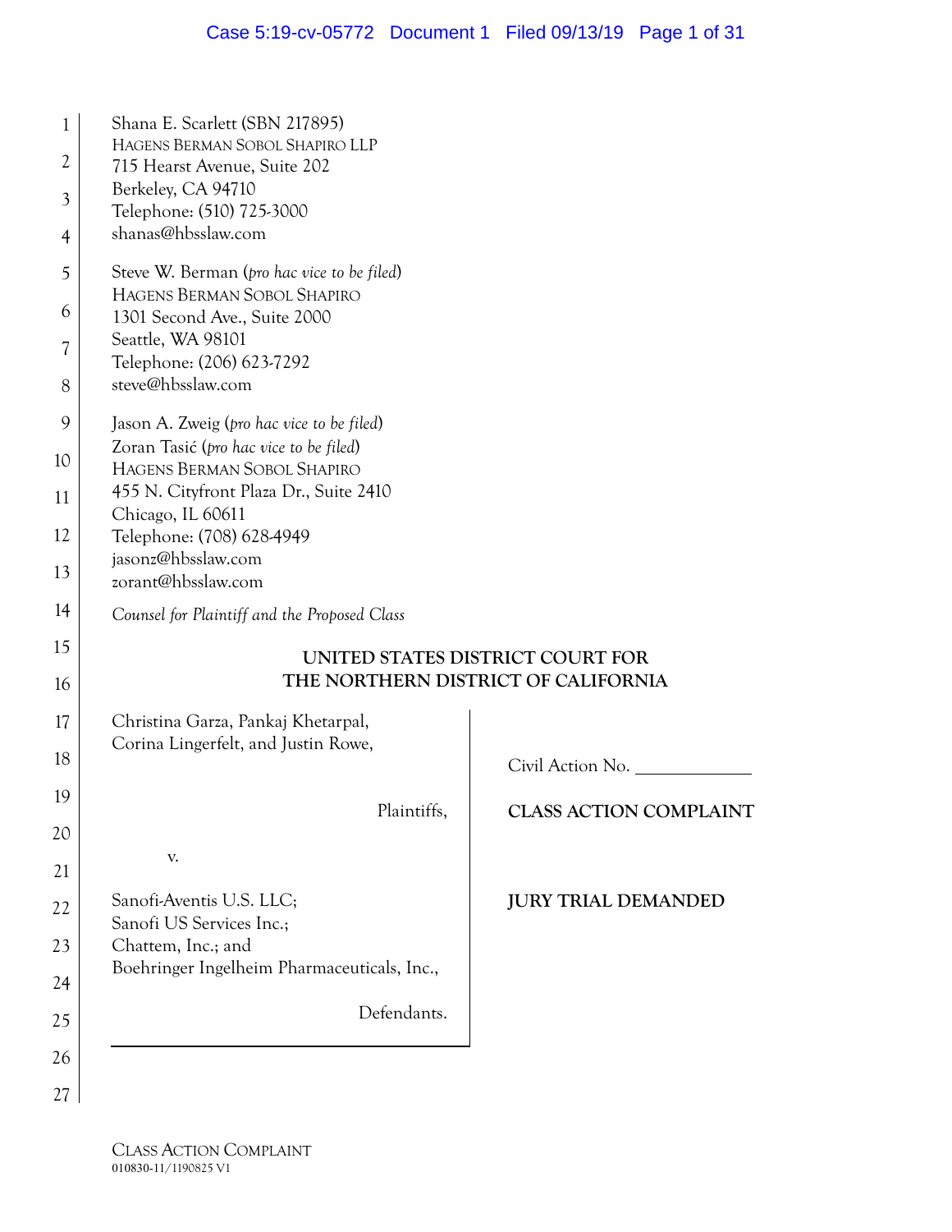Shana E. Scarlett (SBN 217895)
HAGENS BERMAN SOBOL SHAPIRO LLP
715 Hearst Avenue, Suite 202
Berkeley, CA 94710
Telephone: (510) 725-3000
shanas@hbsslaw.com

Steve W. Berman (*pro hac vice to be filed*)
HAGENS BERMAN SOBOL SHAPIRO
1301 Second Ave., Suite 2000
Seattle, WA 98101
Telephone: (206) 623-7292
steve@hbsslaw.com

Jason A. Zweig (*pro hac vice to be filed*)
Zoran Tasić (*pro hac vice to be filed*)
HAGENS BERMAN SOBOL SHAPIRO
455 N. Cityfront Plaza Dr., Suite 2410
Chicago, IL 60611
Telephone: (708) 628-4949
jasonz@hbsslaw.com
zorant@hbsslaw.com

*Counsel for Plaintiff and the Proposed Class*

**UNITED STATES DISTRICT COURT FOR THE NORTHERN DISTRICT OF CALIFORNIA**

Christina Garza, Pankaj Khetarpal, Corina Lingerfelt, and Justin Rowe,

Plaintiffs,

v.

Sanofi-Aventis U.S. LLC;
Sanofi US Services Inc.;
Chattem, Inc.; and
Boehringer Ingelheim Pharmaceuticals, Inc.,

Defendants.

Civil Action No. ____________

**CLASS ACTION COMPLAINT**

**JURY TRIAL DEMANDED**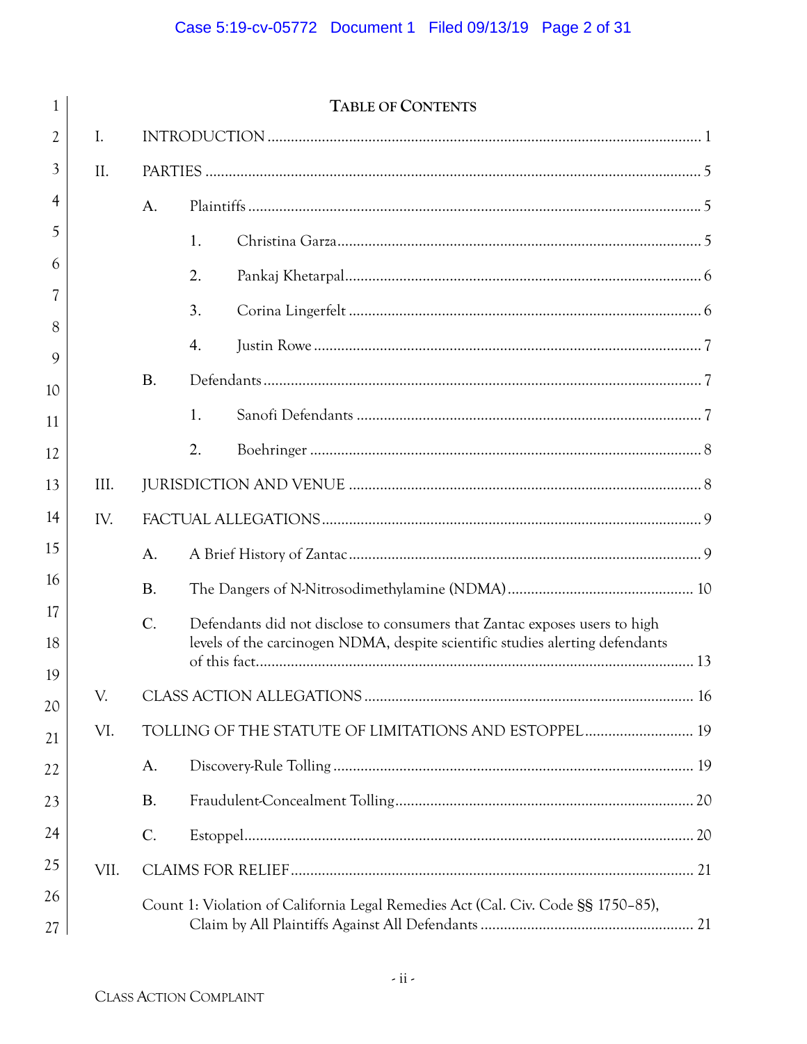# TABLE OF CONTENTS

I. INTRODUCTION ........................................................................................................ 1

II. PARTIES ................................................................................................................ 5

A. Plaintiffs ................................................................................................................ 5

1. Christina Garza ...................................................................................................... 5

2. Pankaj Khetarpal ................................................................................................... 6

3. Corina Lingerfelt .................................................................................................... 6

4. Justin Rowe ............................................................................................................ 7

B. Defendants ............................................................................................................. 7

1. Sanofi Defendants .................................................................................................. 7

2. Boehringer .............................................................................................................. 8

III. JURISDICTION AND VENUE ............................................................................ 8

IV. FACTUAL ALLEGATIONS ................................................................................... 9

A. A Brief History of Zantac ..................................................................................... 9

B. The Dangers of N-Nitrosodimethylamine (NDMA) ............................................. 10

C. Defendants did not disclose to consumers that Zantac exposes users to high levels of the carcinogen NDMA, despite scientific studies alerting defendants of this fact .................................................................................................................. 13

V. CLASS ACTION ALLEGATIONS ......................................................................... 16

VI. TOLLING OF THE STATUTE OF LIMITATIONS AND ESTOPPEL ............... 19

A. Discovery-Rule Tolling ......................................................................................... 19

B. Fraudulent-Concealment Tolling .......................................................................... 20

C. Estoppel ................................................................................................................. 20

VII. CLAIMS FOR RELIEF ........................................................................................ 21

Count 1: Violation of California Legal Remedies Act (Cal. Civ. Code §§ 1750–85), Claim by All Plaintiffs Against All Defendants ........................................................ 21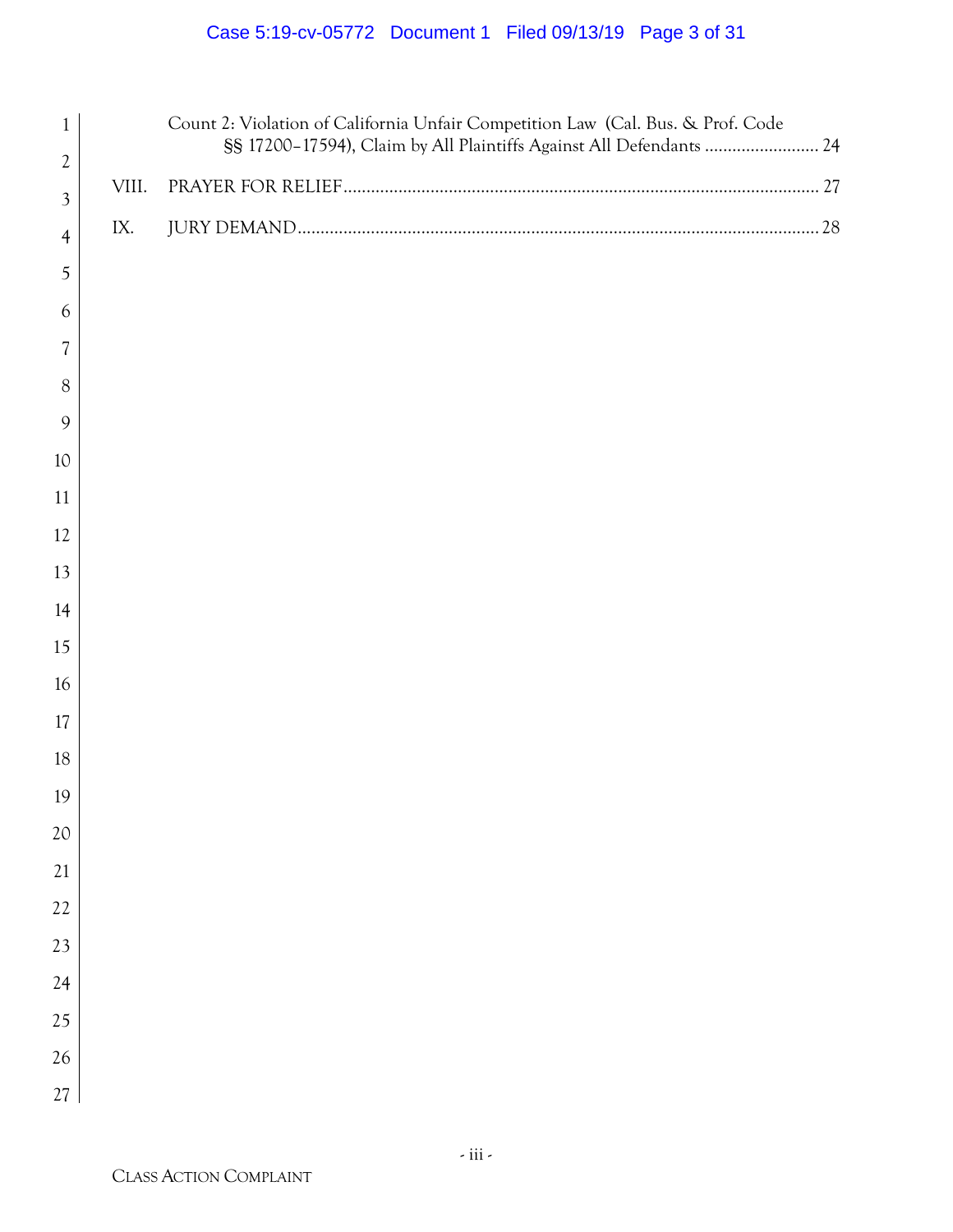Count 2: Violation of California Unfair Competition Law (Cal. Bus. & Prof. Code §§ 17200–17594), Claim by All Plaintiffs Against All Defendants ......................... 24

VIII. PRAYER FOR RELIEF ....................................................................................................... 27

IX. JURY DEMAND ................................................................................................................ 28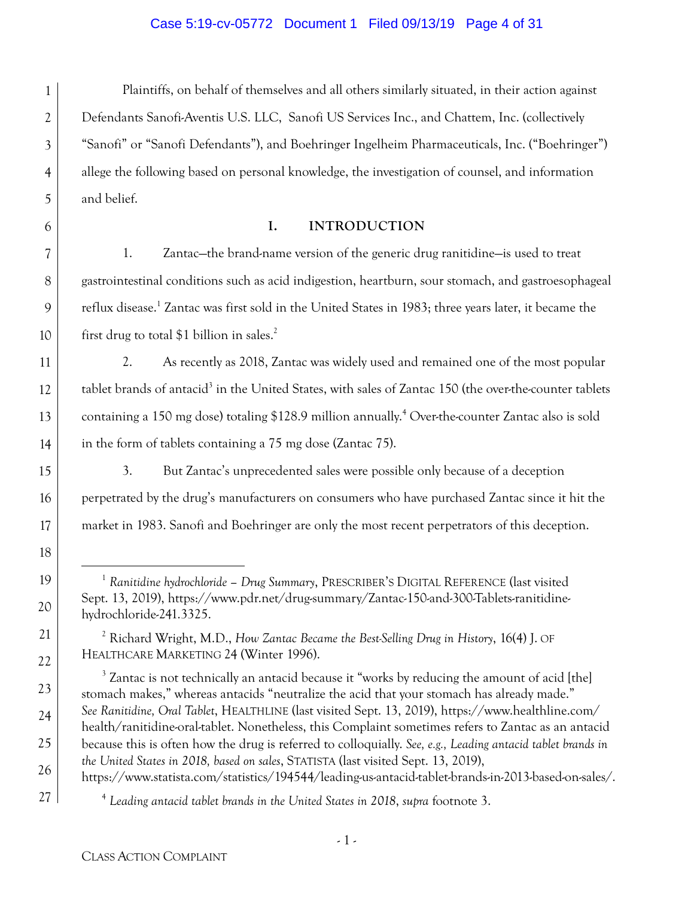Plaintiffs, on behalf of themselves and all others similarly situated, in their action against Defendants Sanofi-Aventis U.S. LLC, Sanofi US Services Inc., and Chattem, Inc. (collectively "Sanofi" or "Sanofi Defendants"), and Boehringer Ingelheim Pharmaceuticals, Inc. ("Boehringer") allege the following based on personal knowledge, the investigation of counsel, and information and belief.

## I. INTRODUCTION

1. Zantac—the brand-name version of the generic drug ranitidine—is used to treat gastrointestinal conditions such as acid indigestion, heartburn, sour stomach, and gastroesophageal reflux disease.[1] Zantac was first sold in the United States in 1983; three years later, it became the first drug to total $1 billion in sales.[2]

2. As recently as 2018, Zantac was widely used and remained one of the most popular tablet brands of antacid[3] in the United States, with sales of Zantac 150 (the over-the-counter tablets containing a 150 mg dose) totaling $128.9 million annually.[4] Over-the-counter Zantac also is sold in the form of tablets containing a 75 mg dose (Zantac 75).

3. But Zantac's unprecedented sales were possible only because of a deception perpetrated by the drug's manufacturers on consumers who have purchased Zantac since it hit the market in 1983. Sanofi and Boehringer are only the most recent perpetrators of this deception.

---

[1] *Ranitidine hydrochloride – Drug Summary*, PRESCRIBER'S DIGITAL REFERENCE (last visited Sept. 13, 2019), https://www.pdr.net/drug-summary/Zantac-150-and-300-Tablets-ranitidine-hydrochloride-241.3325.

[2] Richard Wright, M.D., *How Zantac Became the Best-Selling Drug in History*, 16(4) J. OF HEALTHCARE MARKETING 24 (Winter 1996).

[3] Zantac is not technically an antacid because it "works by reducing the amount of acid [the] stomach makes," whereas antacids "neutralize the acid that your stomach has already made." *See Ranitidine, Oral Tablet*, HEALTHLINE (last visited Sept. 13, 2019), https://www.healthline.com/health/ranitidine-oral-tablet. Nonetheless, this Complaint sometimes refers to Zantac as an antacid because this is often how the drug is referred to colloquially. *See, e.g., Leading antacid tablet brands in the United States in 2018, based on sales*, STATISTA (last visited Sept. 13, 2019), https://www.statista.com/statistics/194544/leading-us-antacid-tablet-brands-in-2013-based-on-sales/.

[4] *Leading antacid tablet brands in the United States in 2018*, *supra* footnote 3.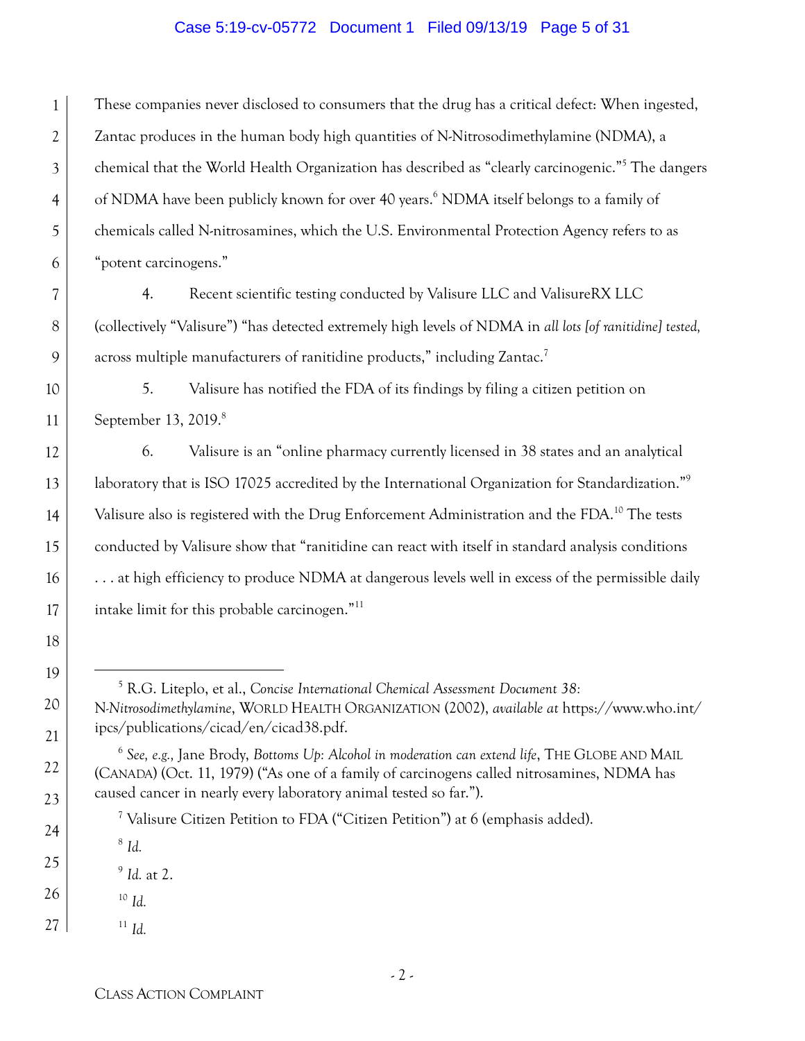These companies never disclosed to consumers that the drug has a critical defect: When ingested, Zantac produces in the human body high quantities of N-Nitrosodimethylamine (NDMA), a chemical that the World Health Organization has described as "clearly carcinogenic."[5] The dangers of NDMA have been publicly known for over 40 years.[6] NDMA itself belongs to a family of chemicals called N-nitrosamines, which the U.S. Environmental Protection Agency refers to as "potent carcinogens."

4. Recent scientific testing conducted by Valisure LLC and ValisureRX LLC (collectively "Valisure") "has detected extremely high levels of NDMA in *all lots [of ranitidine] tested*, across multiple manufacturers of ranitidine products," including Zantac.[7]

5. Valisure has notified the FDA of its findings by filing a citizen petition on September 13, 2019.[8]

6. Valisure is an "online pharmacy currently licensed in 38 states and an analytical laboratory that is ISO 17025 accredited by the International Organization for Standardization."[9] Valisure also is registered with the Drug Enforcement Administration and the FDA.[10] The tests conducted by Valisure show that "ranitidine can react with itself in standard analysis conditions . . . at high efficiency to produce NDMA at dangerous levels well in excess of the permissible daily intake limit for this probable carcinogen."[11]

---

[5] R.G. Liteplo, et al., *Concise International Chemical Assessment Document 38: N-Nitrosodimethylamine*, WORLD HEALTH ORGANIZATION (2002), *available at* https://www.who.int/ipcs/publications/cicad/en/cicad38.pdf.

[6] *See, e.g.,* Jane Brody, *Bottoms Up: Alcohol in moderation can extend life*, THE GLOBE AND MAIL (CANADA) (Oct. 11, 1979) ("As one of a family of carcinogens called nitrosamines, NDMA has caused cancer in nearly every laboratory animal tested so far.").

[7] Valisure Citizen Petition to FDA ("Citizen Petition") at 6 (emphasis added).

[8] *Id.*

[9] *Id.* at 2.

[10] *Id.*

[11] *Id.*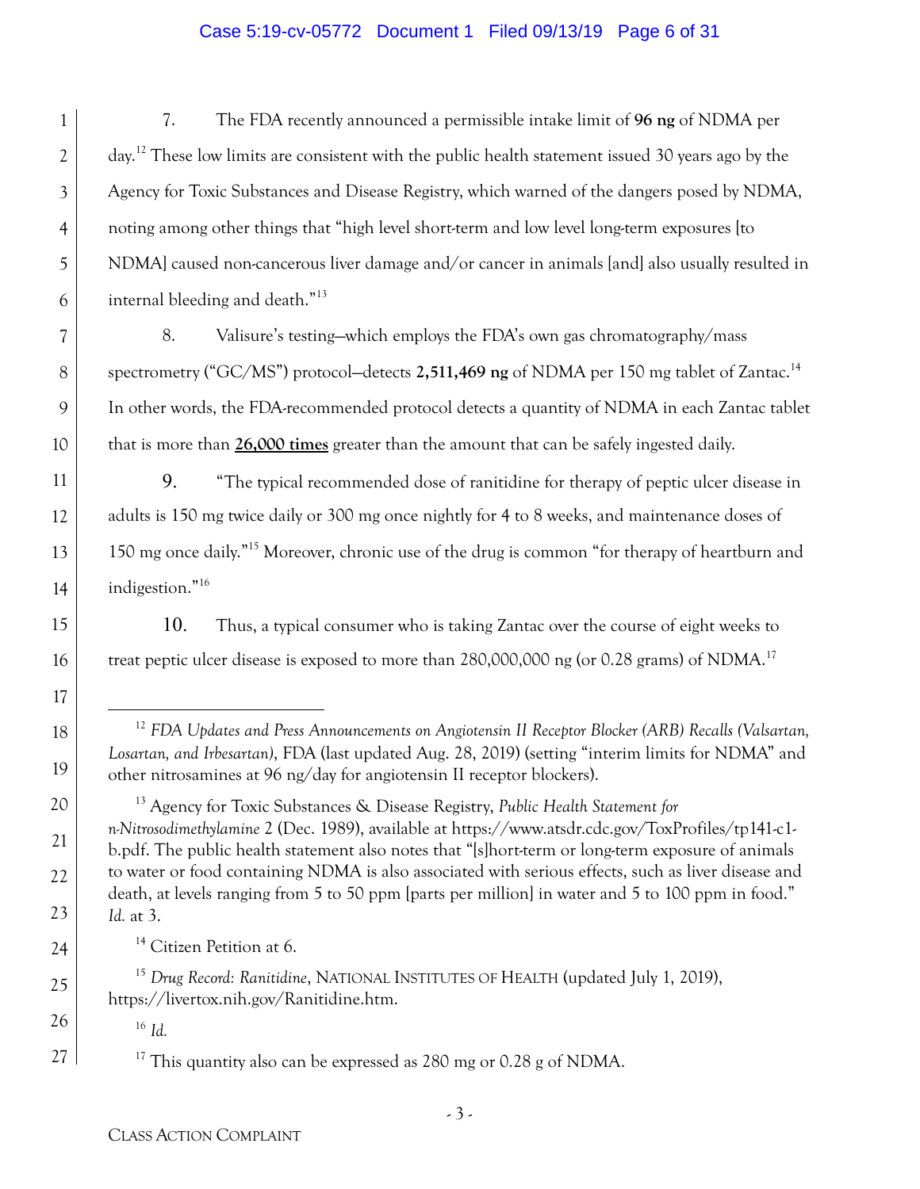7. The FDA recently announced a permissible intake limit of **96 ng** of NDMA per day.[12] These low limits are consistent with the public health statement issued 30 years ago by the Agency for Toxic Substances and Disease Registry, which warned of the dangers posed by NDMA, noting among other things that "high level short-term and low level long-term exposures [to NDMA] caused non-cancerous liver damage and/or cancer in animals [and] also usually resulted in internal bleeding and death."[13]

8. Valisure's testing—which employs the FDA's own gas chromatography/mass spectrometry ("GC/MS") protocol—detects **2,511,469 ng** of NDMA per 150 mg tablet of Zantac.[14] In other words, the FDA-recommended protocol detects a quantity of NDMA in each Zantac tablet that is more than **26,000 times** greater than the amount that can be safely ingested daily.

9. "The typical recommended dose of ranitidine for therapy of peptic ulcer disease in adults is 150 mg twice daily or 300 mg once nightly for 4 to 8 weeks, and maintenance doses of 150 mg once daily."[15] Moreover, chronic use of the drug is common "for therapy of heartburn and indigestion."[16]

10. Thus, a typical consumer who is taking Zantac over the course of eight weeks to treat peptic ulcer disease is exposed to more than 280,000,000 ng (or 0.28 grams) of NDMA.[17]

---

[12] *FDA Updates and Press Announcements on Angiotensin II Receptor Blocker (ARB) Recalls (Valsartan, Losartan, and Irbesartan)*, FDA (last updated Aug. 28, 2019) (setting "interim limits for NDMA" and other nitrosamines at 96 ng/day for angiotensin II receptor blockers).

[13] Agency for Toxic Substances & Disease Registry, *Public Health Statement for n-Nitrosodimethylamine* 2 (Dec. 1989), available at https://www.atsdr.cdc.gov/ToxProfiles/tp141-c1-b.pdf. The public health statement also notes that "[s]hort-term or long-term exposure of animals to water or food containing NDMA is also associated with serious effects, such as liver disease and death, at levels ranging from 5 to 50 ppm [parts per million] in water and 5 to 100 ppm in food." *Id.* at 3.

[14] Citizen Petition at 6.

[15] *Drug Record: Ranitidine*, NATIONAL INSTITUTES OF HEALTH (updated July 1, 2019), https://livertox.nih.gov/Ranitidine.htm.

[16] *Id.*

[17] This quantity also can be expressed as 280 mg or 0.28 g of NDMA.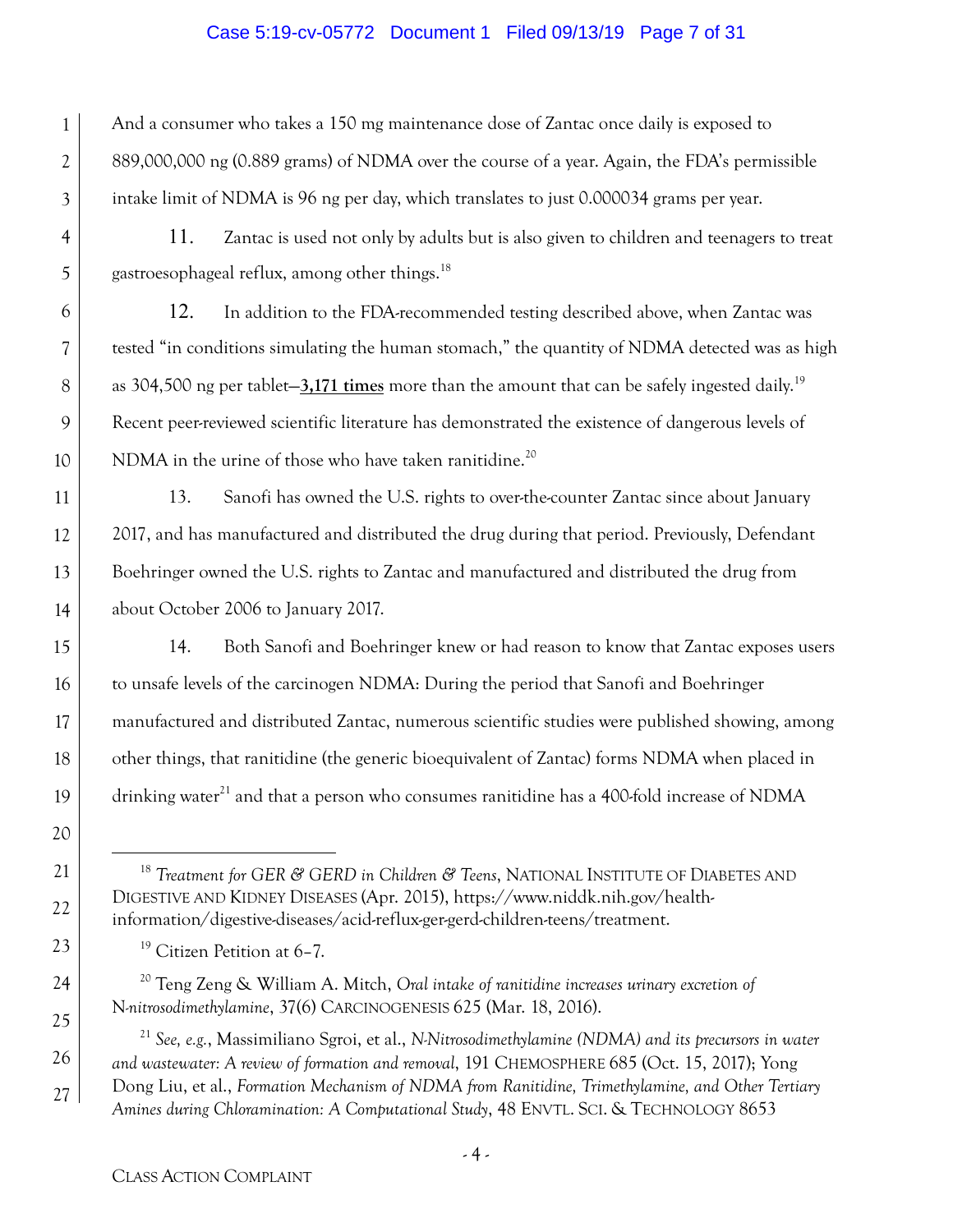And a consumer who takes a 150 mg maintenance dose of Zantac once daily is exposed to 889,000,000 ng (0.889 grams) of NDMA over the course of a year. Again, the FDA's permissible intake limit of NDMA is 96 ng per day, which translates to just 0.000034 grams per year.

11. Zantac is used not only by adults but is also given to children and teenagers to treat gastroesophageal reflux, among other things.[18]

12. In addition to the FDA-recommended testing described above, when Zantac was tested "in conditions simulating the human stomach," the quantity of NDMA detected was as high as 304,500 ng per tablet—**3,171 times** more than the amount that can be safely ingested daily.[19] Recent peer-reviewed scientific literature has demonstrated the existence of dangerous levels of NDMA in the urine of those who have taken ranitidine.[20]

13. Sanofi has owned the U.S. rights to over-the-counter Zantac since about January 2017, and has manufactured and distributed the drug during that period. Previously, Defendant Boehringer owned the U.S. rights to Zantac and manufactured and distributed the drug from about October 2006 to January 2017.

14. Both Sanofi and Boehringer knew or had reason to know that Zantac exposes users to unsafe levels of the carcinogen NDMA: During the period that Sanofi and Boehringer manufactured and distributed Zantac, numerous scientific studies were published showing, among other things, that ranitidine (the generic bioequivalent of Zantac) forms NDMA when placed in drinking water[21] and that a person who consumes ranitidine has a 400-fold increase of NDMA

---

[18] *Treatment for GER & GERD in Children & Teens*, NATIONAL INSTITUTE OF DIABETES AND DIGESTIVE AND KIDNEY DISEASES (Apr. 2015), https://www.niddk.nih.gov/health-information/digestive-diseases/acid-reflux-ger-gerd-children-teens/treatment.

[19] Citizen Petition at 6–7.

[20] Teng Zeng & William A. Mitch, *Oral intake of ranitidine increases urinary excretion of N-nitrosodimethylamine*, 37(6) CARCINOGENESIS 625 (Mar. 18, 2016).

[21] *See, e.g.*, Massimiliano Sgroi, et al., *N-Nitrosodimethylamine (NDMA) and its precursors in water and wastewater: A review of formation and removal*, 191 CHEMOSPHERE 685 (Oct. 15, 2017); Yong Dong Liu, et al., *Formation Mechanism of NDMA from Ranitidine, Trimethylamine, and Other Tertiary Amines during Chloramination: A Computational Study*, 48 ENVTL. SCI. & TECHNOLOGY 8653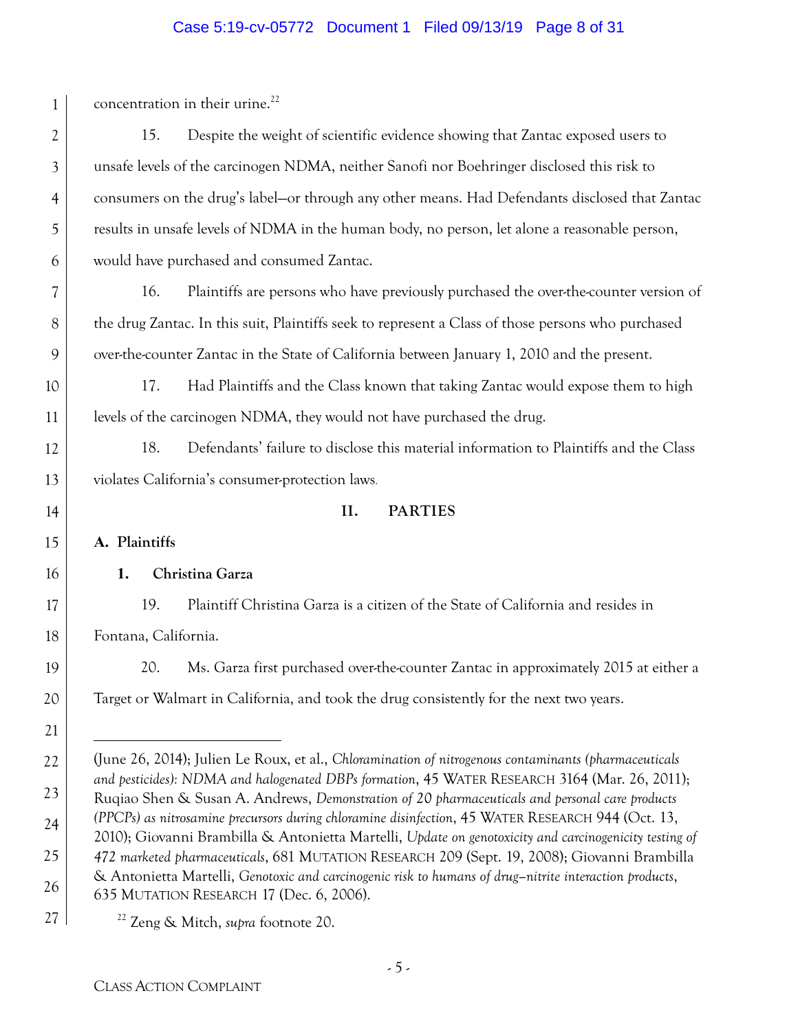concentration in their urine.[22]

15. Despite the weight of scientific evidence showing that Zantac exposed users to unsafe levels of the carcinogen NDMA, neither Sanofi nor Boehringer disclosed this risk to consumers on the drug's label—or through any other means. Had Defendants disclosed that Zantac results in unsafe levels of NDMA in the human body, no person, let alone a reasonable person, would have purchased and consumed Zantac.

16. Plaintiffs are persons who have previously purchased the over-the-counter version of the drug Zantac. In this suit, Plaintiffs seek to represent a Class of those persons who purchased over-the-counter Zantac in the State of California between January 1, 2010 and the present.

17. Had Plaintiffs and the Class known that taking Zantac would expose them to high levels of the carcinogen NDMA, they would not have purchased the drug.

18. Defendants' failure to disclose this material information to Plaintiffs and the Class violates California's consumer-protection laws.

## II. PARTIES

### A. Plaintiffs

#### 1. Christina Garza

19. Plaintiff Christina Garza is a citizen of the State of California and resides in Fontana, California.

20. Ms. Garza first purchased over-the-counter Zantac in approximately 2015 at either a Target or Walmart in California, and took the drug consistently for the next two years.

---

(June 26, 2014); Julien Le Roux, et al., *Chloramination of nitrogenous contaminants (pharmaceuticals and pesticides): NDMA and halogenated DBPs formation*, 45 WATER RESEARCH 3164 (Mar. 26, 2011); Ruqiao Shen & Susan A. Andrews, *Demonstration of 20 pharmaceuticals and personal care products (PPCPs) as nitrosamine precursors during chloramine disinfection*, 45 WATER RESEARCH 944 (Oct. 13, 2010); Giovanni Brambilla & Antonietta Martelli, *Update on genotoxicity and carcinogenicity testing of 472 marketed pharmaceuticals*, 681 MUTATION RESEARCH 209 (Sept. 19, 2008); Giovanni Brambilla & Antonietta Martelli, *Genotoxic and carcinogenic risk to humans of drug–nitrite interaction products*, 635 MUTATION RESEARCH 17 (Dec. 6, 2006).

[22] Zeng & Mitch, *supra* footnote 20.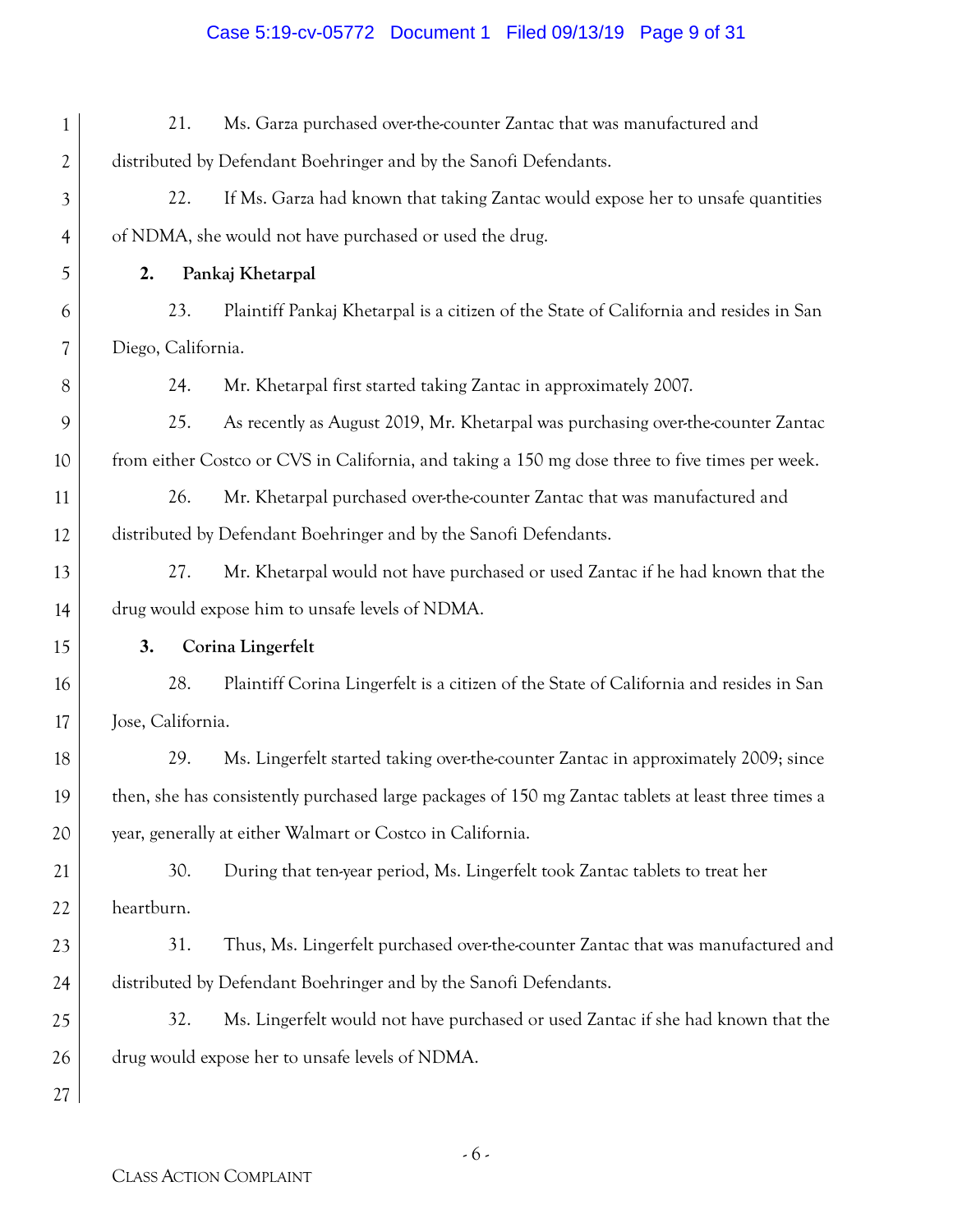21. Ms. Garza purchased over-the-counter Zantac that was manufactured and distributed by Defendant Boehringer and by the Sanofi Defendants.

22. If Ms. Garza had known that taking Zantac would expose her to unsafe quantities of NDMA, she would not have purchased or used the drug.

**2. Pankaj Khetarpal**

23. Plaintiff Pankaj Khetarpal is a citizen of the State of California and resides in San Diego, California.

24. Mr. Khetarpal first started taking Zantac in approximately 2007.

25. As recently as August 2019, Mr. Khetarpal was purchasing over-the-counter Zantac from either Costco or CVS in California, and taking a 150 mg dose three to five times per week.

26. Mr. Khetarpal purchased over-the-counter Zantac that was manufactured and distributed by Defendant Boehringer and by the Sanofi Defendants.

27. Mr. Khetarpal would not have purchased or used Zantac if he had known that the drug would expose him to unsafe levels of NDMA.

**3. Corina Lingerfelt**

28. Plaintiff Corina Lingerfelt is a citizen of the State of California and resides in San Jose, California.

29. Ms. Lingerfelt started taking over-the-counter Zantac in approximately 2009; since then, she has consistently purchased large packages of 150 mg Zantac tablets at least three times a year, generally at either Walmart or Costco in California.

30. During that ten-year period, Ms. Lingerfelt took Zantac tablets to treat her heartburn.

31. Thus, Ms. Lingerfelt purchased over-the-counter Zantac that was manufactured and distributed by Defendant Boehringer and by the Sanofi Defendants.

32. Ms. Lingerfelt would not have purchased or used Zantac if she had known that the drug would expose her to unsafe levels of NDMA.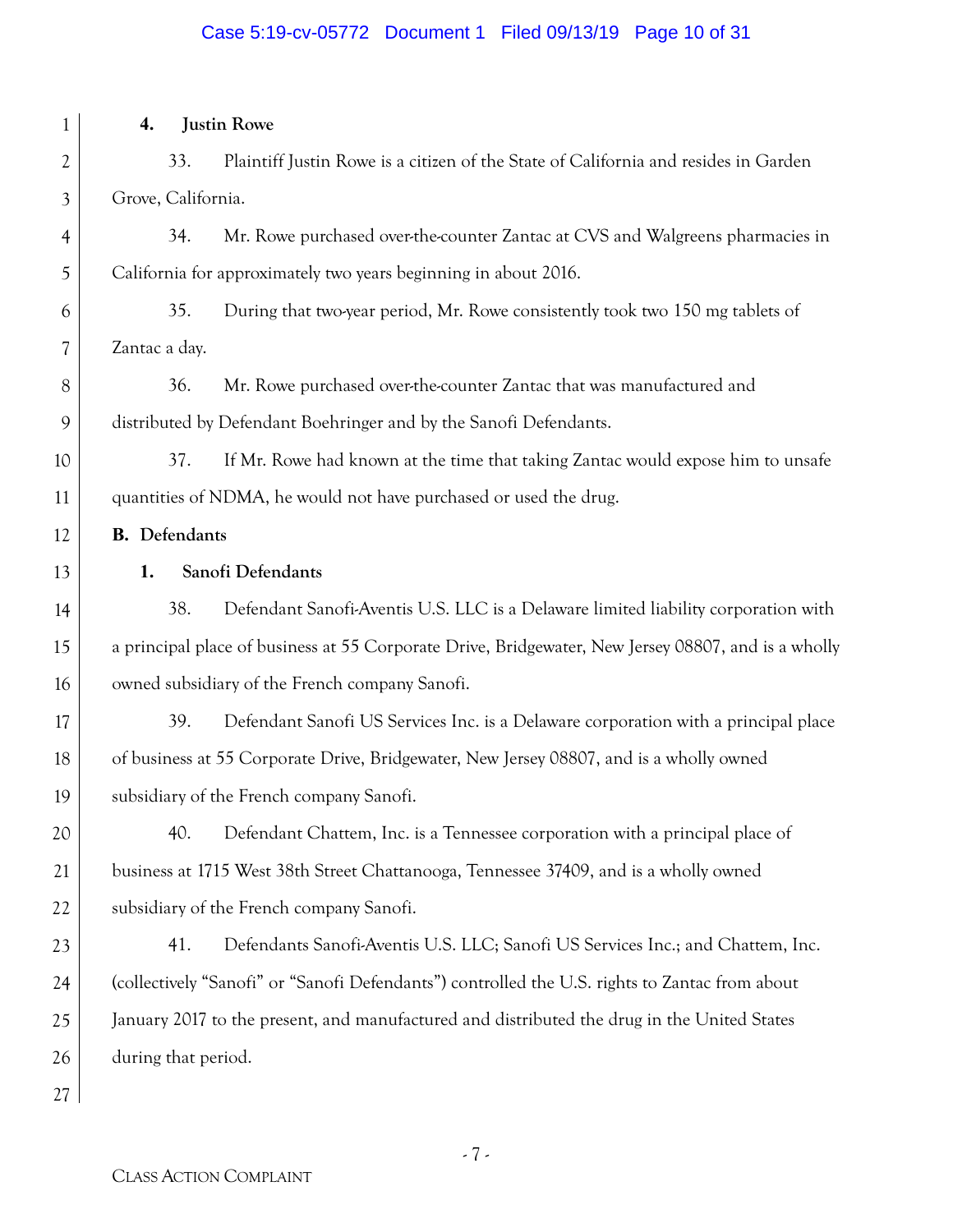#### 4. Justin Rowe

33. Plaintiff Justin Rowe is a citizen of the State of California and resides in Garden Grove, California.

34. Mr. Rowe purchased over-the-counter Zantac at CVS and Walgreens pharmacies in California for approximately two years beginning in about 2016.

35. During that two-year period, Mr. Rowe consistently took two 150 mg tablets of Zantac a day.

36. Mr. Rowe purchased over-the-counter Zantac that was manufactured and distributed by Defendant Boehringer and by the Sanofi Defendants.

37. If Mr. Rowe had known at the time that taking Zantac would expose him to unsafe quantities of NDMA, he would not have purchased or used the drug.

### B. Defendants

#### 1. Sanofi Defendants

38. Defendant Sanofi-Aventis U.S. LLC is a Delaware limited liability corporation with a principal place of business at 55 Corporate Drive, Bridgewater, New Jersey 08807, and is a wholly owned subsidiary of the French company Sanofi.

39. Defendant Sanofi US Services Inc. is a Delaware corporation with a principal place of business at 55 Corporate Drive, Bridgewater, New Jersey 08807, and is a wholly owned subsidiary of the French company Sanofi.

40. Defendant Chattem, Inc. is a Tennessee corporation with a principal place of business at 1715 West 38th Street Chattanooga, Tennessee 37409, and is a wholly owned subsidiary of the French company Sanofi.

41. Defendants Sanofi-Aventis U.S. LLC; Sanofi US Services Inc.; and Chattem, Inc. (collectively "Sanofi" or "Sanofi Defendants") controlled the U.S. rights to Zantac from about January 2017 to the present, and manufactured and distributed the drug in the United States during that period.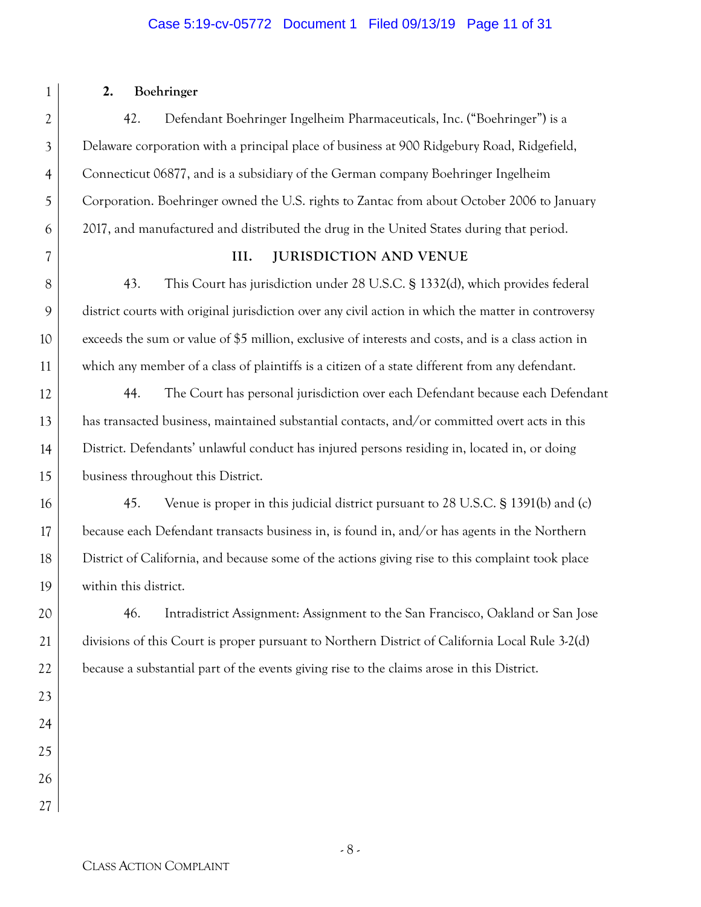**2. Boehringer**

42. Defendant Boehringer Ingelheim Pharmaceuticals, Inc. ("Boehringer") is a Delaware corporation with a principal place of business at 900 Ridgebury Road, Ridgefield, Connecticut 06877, and is a subsidiary of the German company Boehringer Ingelheim Corporation. Boehringer owned the U.S. rights to Zantac from about October 2006 to January 2017, and manufactured and distributed the drug in the United States during that period.

## III. JURISDICTION AND VENUE

43. This Court has jurisdiction under 28 U.S.C. § 1332(d), which provides federal district courts with original jurisdiction over any civil action in which the matter in controversy exceeds the sum or value of $5 million, exclusive of interests and costs, and is a class action in which any member of a class of plaintiffs is a citizen of a state different from any defendant.

44. The Court has personal jurisdiction over each Defendant because each Defendant has transacted business, maintained substantial contacts, and/or committed overt acts in this District. Defendants' unlawful conduct has injured persons residing in, located in, or doing business throughout this District.

45. Venue is proper in this judicial district pursuant to 28 U.S.C. § 1391(b) and (c) because each Defendant transacts business in, is found in, and/or has agents in the Northern District of California, and because some of the actions giving rise to this complaint took place within this district.

46. Intradistrict Assignment: Assignment to the San Francisco, Oakland or San Jose divisions of this Court is proper pursuant to Northern District of California Local Rule 3-2(d) because a substantial part of the events giving rise to the claims arose in this District.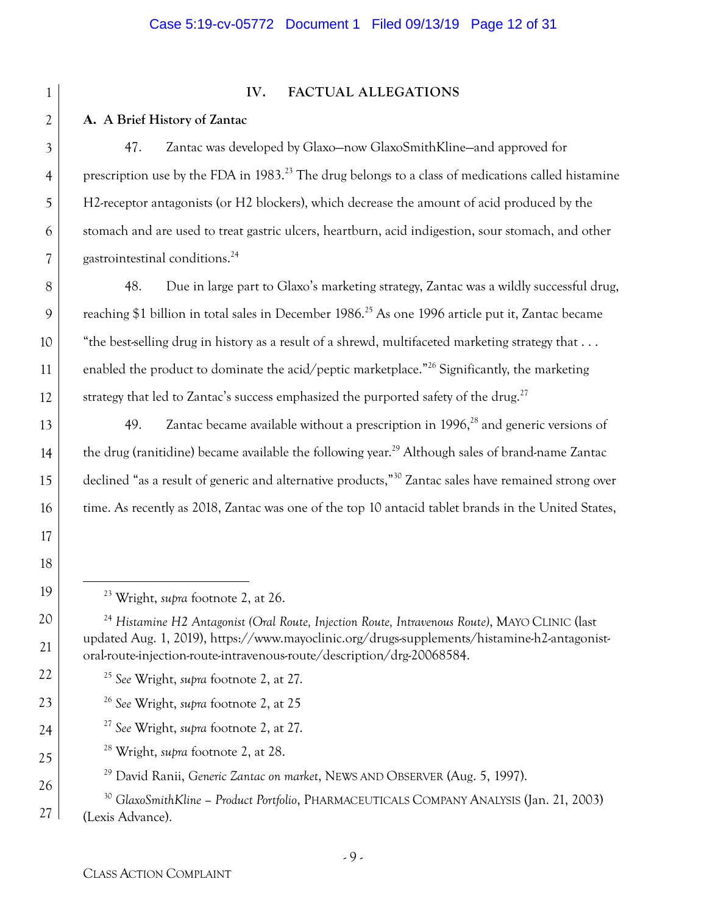## IV. FACTUAL ALLEGATIONS

### A. A Brief History of Zantac

47. Zantac was developed by Glaxo—now GlaxoSmithKline—and approved for prescription use by the FDA in 1983.[23] The drug belongs to a class of medications called histamine H2-receptor antagonists (or H2 blockers), which decrease the amount of acid produced by the stomach and are used to treat gastric ulcers, heartburn, acid indigestion, sour stomach, and other gastrointestinal conditions.[24]

48. Due in large part to Glaxo's marketing strategy, Zantac was a wildly successful drug, reaching $1 billion in total sales in December 1986.[25] As one 1996 article put it, Zantac became "the best-selling drug in history as a result of a shrewd, multifaceted marketing strategy that . . . enabled the product to dominate the acid/peptic marketplace."[26] Significantly, the marketing strategy that led to Zantac's success emphasized the purported safety of the drug.[27]

49. Zantac became available without a prescription in 1996,[28] and generic versions of the drug (ranitidine) became available the following year.[29] Although sales of brand-name Zantac declined "as a result of generic and alternative products,"[30] Zantac sales have remained strong over time. As recently as 2018, Zantac was one of the top 10 antacid tablet brands in the United States,

---

[23] Wright, *supra* footnote 2, at 26.

[24] *Histamine H2 Antagonist (Oral Route, Injection Route, Intravenous Route)*, MAYO CLINIC (last updated Aug. 1, 2019), https://www.mayoclinic.org/drugs-supplements/histamine-h2-antagonist-oral-route-injection-route-intravenous-route/description/drg-20068584.

[25] *See* Wright, *supra* footnote 2, at 27.

[26] *See* Wright, *supra* footnote 2, at 25

[27] *See* Wright, *supra* footnote 2, at 27.

[28] Wright, *supra* footnote 2, at 28.

[29] David Ranii, *Generic Zantac on market*, NEWS AND OBSERVER (Aug. 5, 1997).

[30] *GlaxoSmithKline – Product Portfolio*, PHARMACEUTICALS COMPANY ANALYSIS (Jan. 21, 2003) (Lexis Advance).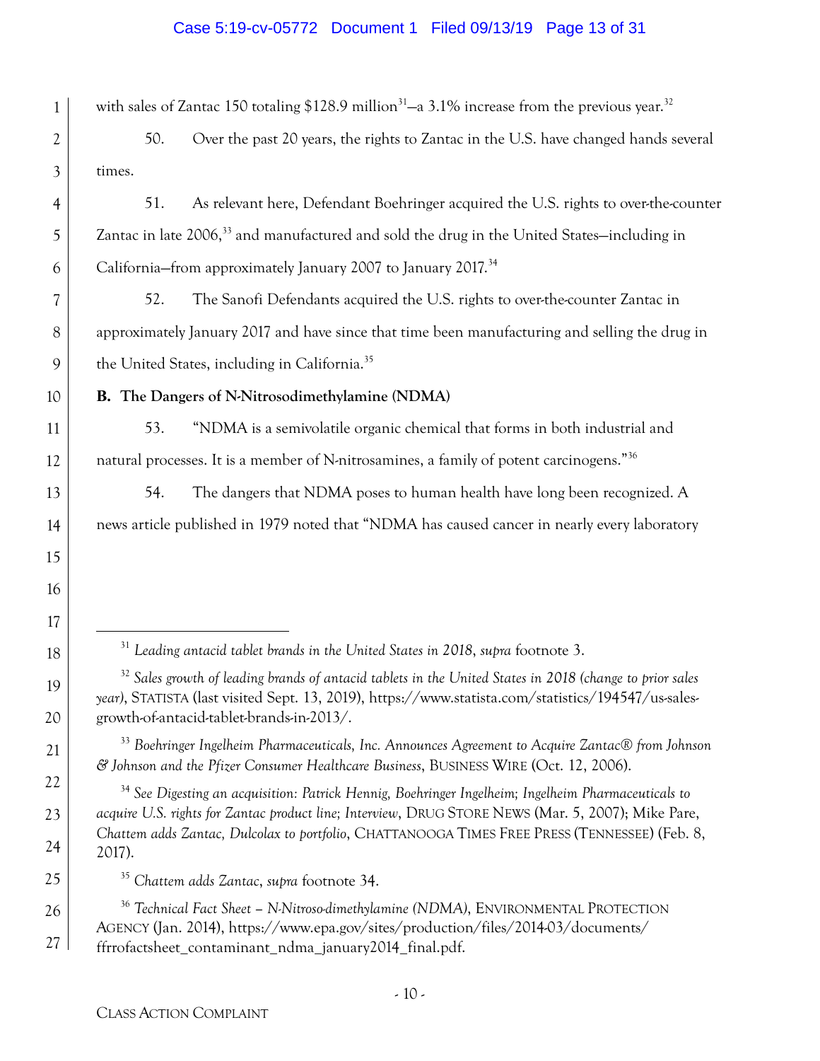with sales of Zantac 150 totaling $128.9 million[31]—a 3.1% increase from the previous year.[32]

50. Over the past 20 years, the rights to Zantac in the U.S. have changed hands several times.

51. As relevant here, Defendant Boehringer acquired the U.S. rights to over-the-counter Zantac in late 2006,[33] and manufactured and sold the drug in the United States—including in California—from approximately January 2007 to January 2017.[34]

52. The Sanofi Defendants acquired the U.S. rights to over-the-counter Zantac in approximately January 2017 and have since that time been manufacturing and selling the drug in the United States, including in California.[35]

**B. The Dangers of N-Nitrosodimethylamine (NDMA)**

53. "NDMA is a semivolatile organic chemical that forms in both industrial and natural processes. It is a member of N-nitrosamines, a family of potent carcinogens."[36]

54. The dangers that NDMA poses to human health have long been recognized. A news article published in 1979 noted that "NDMA has caused cancer in nearly every laboratory

---

[31] *Leading antacid tablet brands in the United States in 2018*, *supra* footnote 3.

[32] *Sales growth of leading brands of antacid tablets in the United States in 2018 (change to prior sales year)*, STATISTA (last visited Sept. 13, 2019), https://www.statista.com/statistics/194547/us-sales-growth-of-antacid-tablet-brands-in-2013/.

[33] *Boehringer Ingelheim Pharmaceuticals, Inc. Announces Agreement to Acquire Zantac® from Johnson & Johnson and the Pfizer Consumer Healthcare Business*, BUSINESS WIRE (Oct. 12, 2006).

[34] *See Digesting an acquisition: Patrick Hennig, Boehringer Ingelheim; Ingelheim Pharmaceuticals to acquire U.S. rights for Zantac product line; Interview*, DRUG STORE NEWS (Mar. 5, 2007); Mike Pare, *Chattem adds Zantac, Dulcolax to portfolio*, CHATTANOOGA TIMES FREE PRESS (TENNESSEE) (Feb. 8, 2017).

[35] *Chattem adds Zantac*, *supra* footnote 34.

[36] *Technical Fact Sheet – N-Nitroso-dimethylamine (NDMA)*, ENVIRONMENTAL PROTECTION AGENCY (Jan. 2014), https://www.epa.gov/sites/production/files/2014-03/documents/ffrrofactsheet_contaminant_ndma_january2014_final.pdf.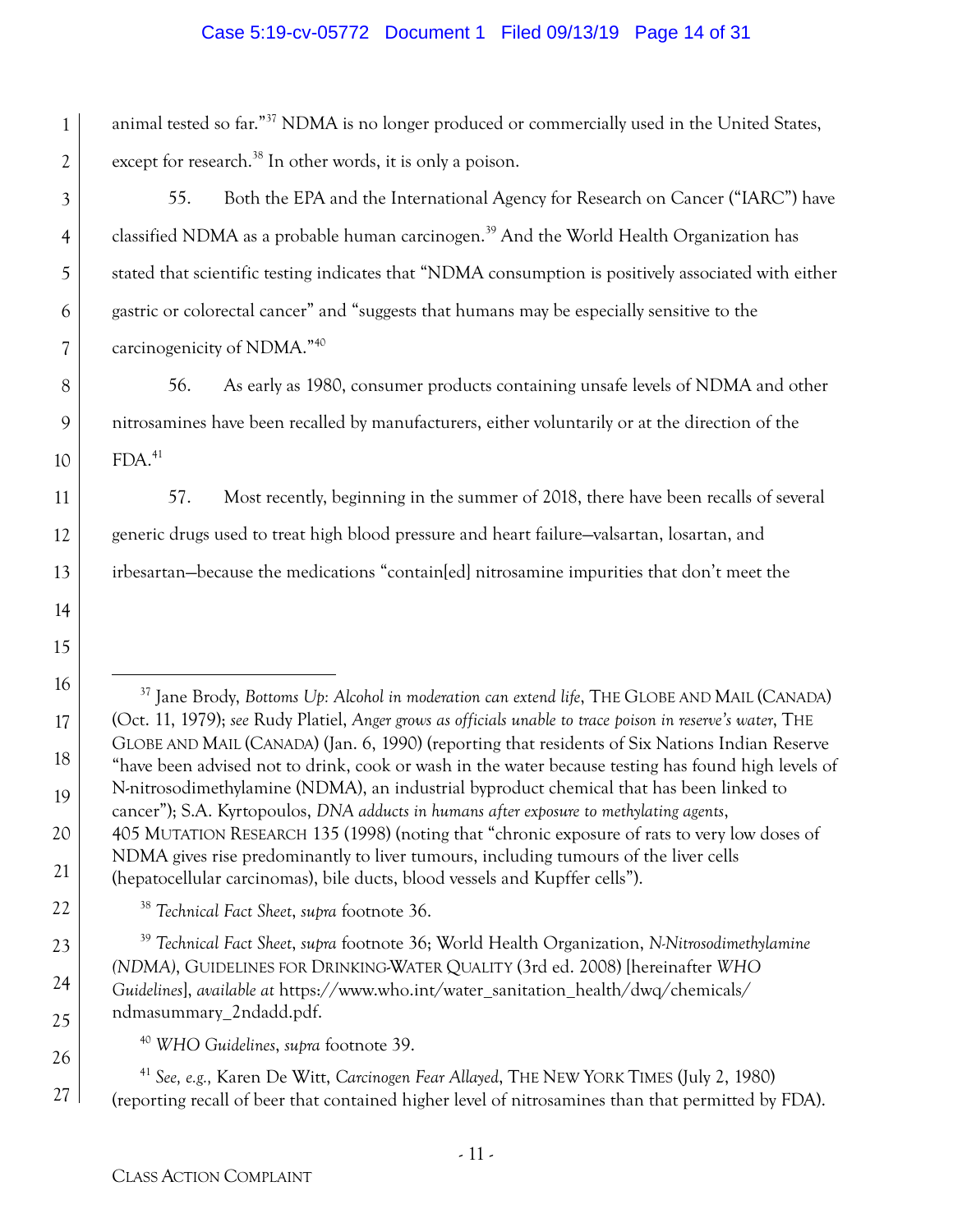animal tested so far."[37] NDMA is no longer produced or commercially used in the United States, except for research.[38] In other words, it is only a poison.

55. Both the EPA and the International Agency for Research on Cancer ("IARC") have classified NDMA as a probable human carcinogen.[39] And the World Health Organization has stated that scientific testing indicates that "NDMA consumption is positively associated with either gastric or colorectal cancer" and "suggests that humans may be especially sensitive to the carcinogenicity of NDMA."[40]

56. As early as 1980, consumer products containing unsafe levels of NDMA and other nitrosamines have been recalled by manufacturers, either voluntarily or at the direction of the FDA.[41]

57. Most recently, beginning in the summer of 2018, there have been recalls of several generic drugs used to treat high blood pressure and heart failure—valsartan, losartan, and irbesartan—because the medications "contain[ed] nitrosamine impurities that don't meet the

---

[37] Jane Brody, *Bottoms Up: Alcohol in moderation can extend life*, THE GLOBE AND MAIL (CANADA) (Oct. 11, 1979); *see* Rudy Platiel, *Anger grows as officials unable to trace poison in reserve's water*, THE GLOBE AND MAIL (CANADA) (Jan. 6, 1990) (reporting that residents of Six Nations Indian Reserve "have been advised not to drink, cook or wash in the water because testing has found high levels of N-nitrosodimethylamine (NDMA), an industrial byproduct chemical that has been linked to cancer"); S.A. Kyrtopoulos, *DNA adducts in humans after exposure to methylating agents*, 405 MUTATION RESEARCH 135 (1998) (noting that "chronic exposure of rats to very low doses of NDMA gives rise predominantly to liver tumours, including tumours of the liver cells (hepatocellular carcinomas), bile ducts, blood vessels and Kupffer cells").

[38] *Technical Fact Sheet*, *supra* footnote 36.

[39] *Technical Fact Sheet*, *supra* footnote 36; World Health Organization, *N-Nitrosodimethylamine (NDMA)*, GUIDELINES FOR DRINKING-WATER QUALITY (3rd ed. 2008) [hereinafter *WHO Guidelines*], *available at* https://www.who.int/water_sanitation_health/dwq/chemicals/ndmasummary_2ndadd.pdf.

[40] *WHO Guidelines*, *supra* footnote 39.

[41] *See, e.g.,* Karen De Witt, *Carcinogen Fear Allayed*, THE NEW YORK TIMES (July 2, 1980) (reporting recall of beer that contained higher level of nitrosamines than that permitted by FDA).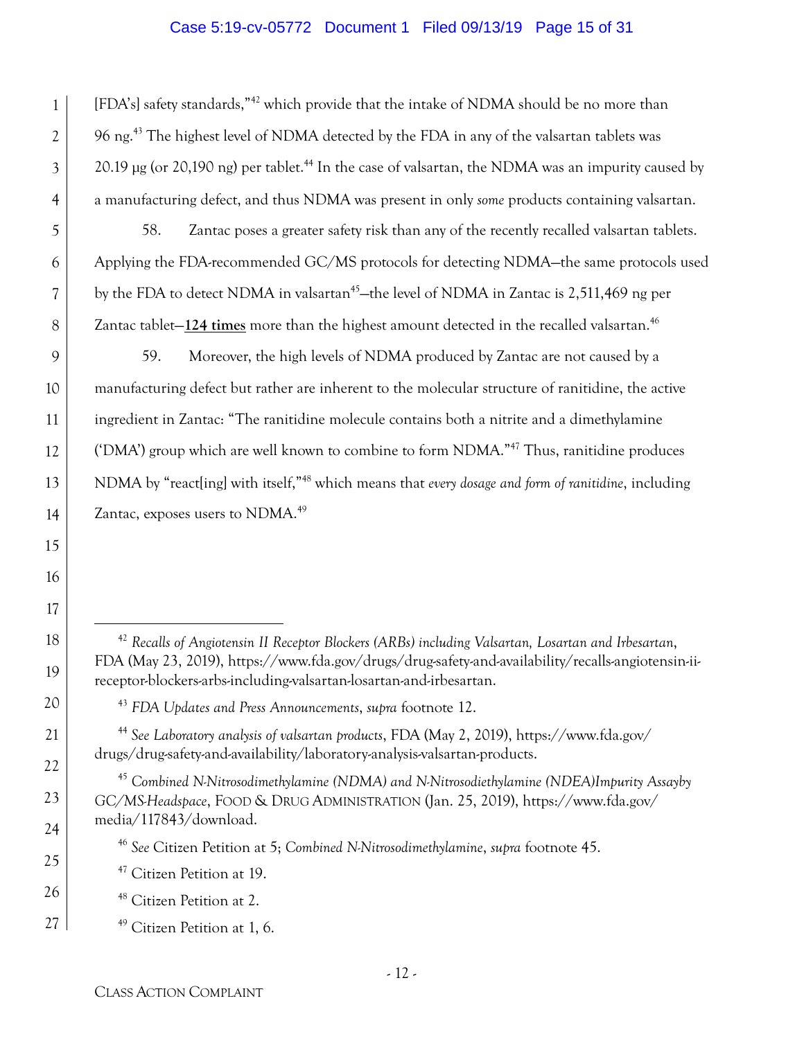[FDA's] safety standards,"[42] which provide that the intake of NDMA should be no more than 96 ng.[43] The highest level of NDMA detected by the FDA in any of the valsartan tablets was 20.19 µg (or 20,190 ng) per tablet.[44] In the case of valsartan, the NDMA was an impurity caused by a manufacturing defect, and thus NDMA was present in only *some* products containing valsartan.

58. Zantac poses a greater safety risk than any of the recently recalled valsartan tablets. Applying the FDA-recommended GC/MS protocols for detecting NDMA—the same protocols used by the FDA to detect NDMA in valsartan[45]—the level of NDMA in Zantac is 2,511,469 ng per Zantac tablet—**124 times** more than the highest amount detected in the recalled valsartan.[46]

59. Moreover, the high levels of NDMA produced by Zantac are not caused by a manufacturing defect but rather are inherent to the molecular structure of ranitidine, the active ingredient in Zantac: "The ranitidine molecule contains both a nitrite and a dimethylamine ('DMA') group which are well known to combine to form NDMA."[47] Thus, ranitidine produces NDMA by "react[ing] with itself,"[48] which means that *every dosage and form of ranitidine*, including Zantac, exposes users to NDMA.[49]

---

[42] *Recalls of Angiotensin II Receptor Blockers (ARBs) including Valsartan, Losartan and Irbesartan*, FDA (May 23, 2019), https://www.fda.gov/drugs/drug-safety-and-availability/recalls-angiotensin-ii-receptor-blockers-arbs-including-valsartan-losartan-and-irbesartan.

[43] *FDA Updates and Press Announcements*, *supra* footnote 12.

[44] *See Laboratory analysis of valsartan products*, FDA (May 2, 2019), https://www.fda.gov/drugs/drug-safety-and-availability/laboratory-analysis-valsartan-products.

[45] *Combined N-Nitrosodimethylamine (NDMA) and N-Nitrosodiethylamine (NDEA)Impurity Assayby GC/MS-Headspace*, FOOD & DRUG ADMINISTRATION (Jan. 25, 2019), https://www.fda.gov/media/117843/download.

[46] *See* Citizen Petition at 5; *Combined N-Nitrosodimethylamine*, *supra* footnote 45.

[47] Citizen Petition at 19.

[48] Citizen Petition at 2.

[49] Citizen Petition at 1, 6.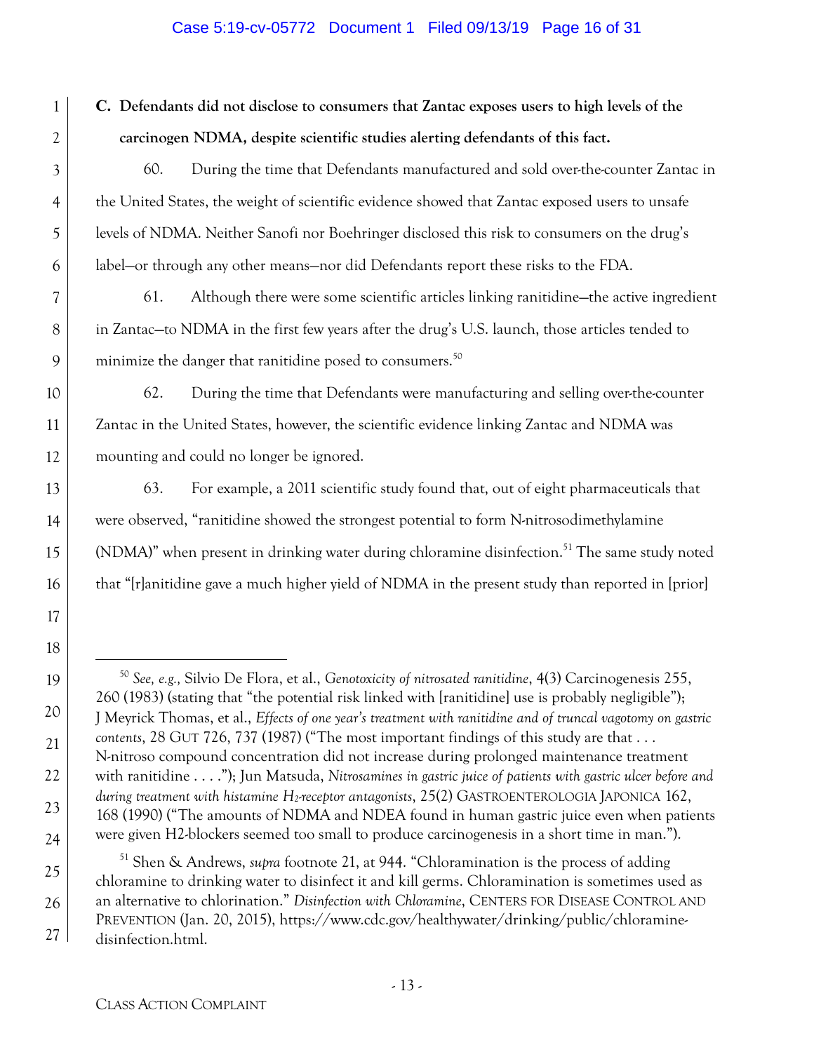**C. Defendants did not disclose to consumers that Zantac exposes users to high levels of the carcinogen NDMA, despite scientific studies alerting defendants of this fact.**

60. During the time that Defendants manufactured and sold over-the-counter Zantac in the United States, the weight of scientific evidence showed that Zantac exposed users to unsafe levels of NDMA. Neither Sanofi nor Boehringer disclosed this risk to consumers on the drug's label—or through any other means—nor did Defendants report these risks to the FDA.

61. Although there were some scientific articles linking ranitidine—the active ingredient in Zantac—to NDMA in the first few years after the drug's U.S. launch, those articles tended to minimize the danger that ranitidine posed to consumers.[50]

62. During the time that Defendants were manufacturing and selling over-the-counter Zantac in the United States, however, the scientific evidence linking Zantac and NDMA was mounting and could no longer be ignored.

63. For example, a 2011 scientific study found that, out of eight pharmaceuticals that were observed, "ranitidine showed the strongest potential to form N-nitrosodimethylamine (NDMA)" when present in drinking water during chloramine disinfection.[51] The same study noted that "[r]anitidine gave a much higher yield of NDMA in the present study than reported in [prior]

---

[50] *See, e.g.,* Silvio De Flora, et al., *Genotoxicity of nitrosated ranitidine*, 4(3) Carcinogenesis 255, 260 (1983) (stating that "the potential risk linked with [ranitidine] use is probably negligible"); J Meyrick Thomas, et al., *Effects of one year's treatment with ranitidine and of truncal vagotomy on gastric contents*, 28 GUT 726, 737 (1987) ("The most important findings of this study are that . . . N-nitroso compound concentration did not increase during prolonged maintenance treatment with ranitidine . . . ."); Jun Matsuda, *Nitrosamines in gastric juice of patients with gastric ulcer before and during treatment with histamine $H_2$-receptor antagonists*, 25(2) GASTROENTEROLOGIA JAPONICA 162, 168 (1990) ("The amounts of NDMA and NDEA found in human gastric juice even when patients were given H2-blockers seemed too small to produce carcinogenesis in a short time in man.").

[51] Shen & Andrews, *supra* footnote 21, at 944. "Chloramination is the process of adding chloramine to drinking water to disinfect it and kill germs. Chloramination is sometimes used as an alternative to chlorination." *Disinfection with Chloramine*, CENTERS FOR DISEASE CONTROL AND PREVENTION (Jan. 20, 2015), https://www.cdc.gov/healthywater/drinking/public/chloramine-disinfection.html.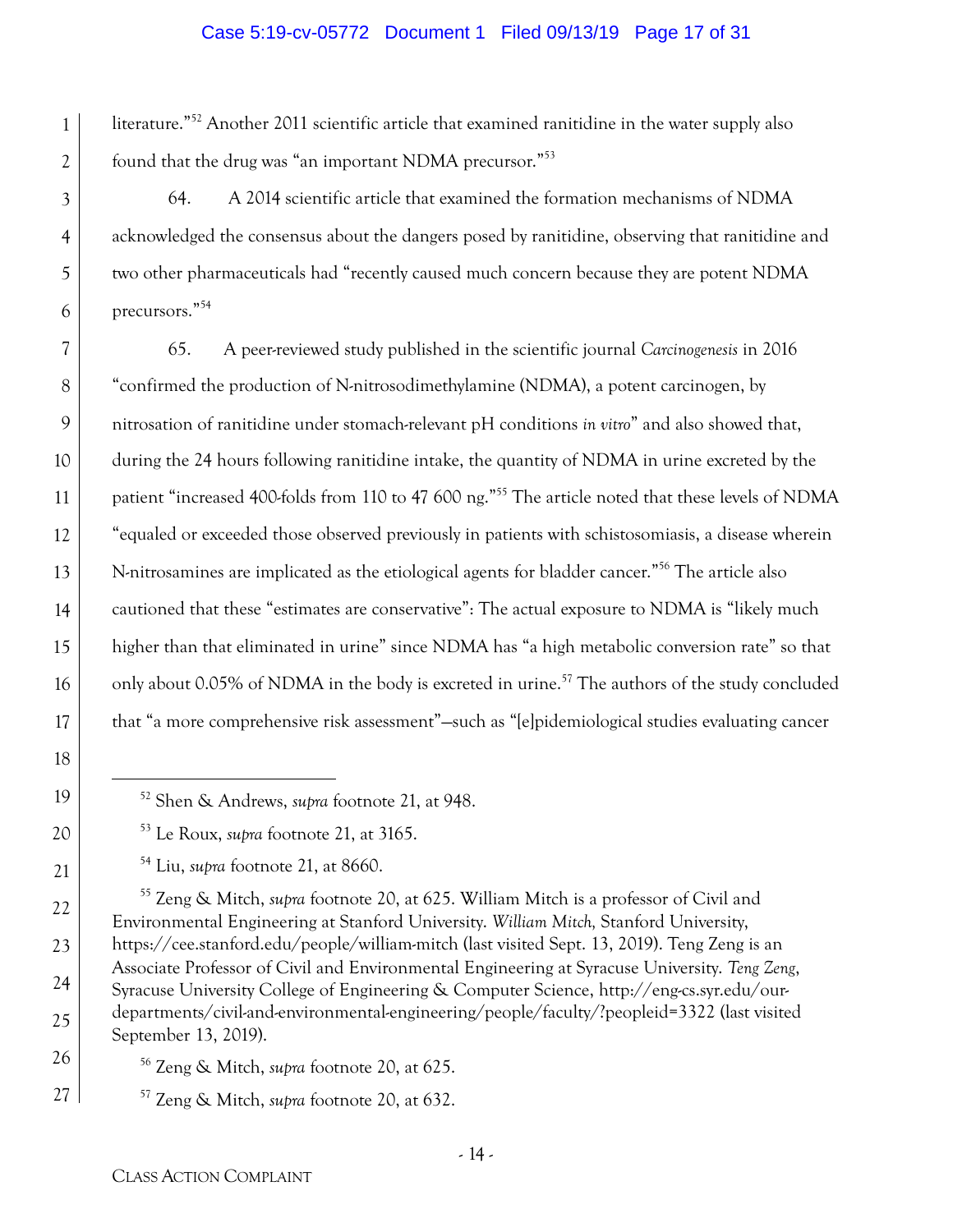literature."[52] Another 2011 scientific article that examined ranitidine in the water supply also found that the drug was "an important NDMA precursor."[53]

64. A 2014 scientific article that examined the formation mechanisms of NDMA acknowledged the consensus about the dangers posed by ranitidine, observing that ranitidine and two other pharmaceuticals had "recently caused much concern because they are potent NDMA precursors."[54]

65. A peer-reviewed study published in the scientific journal *Carcinogenesis* in 2016 "confirmed the production of N-nitrosodimethylamine (NDMA), a potent carcinogen, by nitrosation of ranitidine under stomach-relevant pH conditions *in vitro*" and also showed that, during the 24 hours following ranitidine intake, the quantity of NDMA in urine excreted by the patient "increased 400-folds from 110 to 47 600 ng."[55] The article noted that these levels of NDMA "equaled or exceeded those observed previously in patients with schistosomiasis, a disease wherein N-nitrosamines are implicated as the etiological agents for bladder cancer."[56] The article also cautioned that these "estimates are conservative": The actual exposure to NDMA is "likely much higher than that eliminated in urine" since NDMA has "a high metabolic conversion rate" so that only about 0.05% of NDMA in the body is excreted in urine.[57] The authors of the study concluded that "a more comprehensive risk assessment"—such as "[e]pidemiological studies evaluating cancer

---

[52] Shen & Andrews, *supra* footnote 21, at 948.

[53] Le Roux, *supra* footnote 21, at 3165.

[54] Liu, *supra* footnote 21, at 8660.

[55] Zeng & Mitch, *supra* footnote 20, at 625. William Mitch is a professor of Civil and Environmental Engineering at Stanford University. *William Mitch,* Stanford University, https://cee.stanford.edu/people/william-mitch (last visited Sept. 13, 2019). Teng Zeng is an Associate Professor of Civil and Environmental Engineering at Syracuse University. *Teng Zeng*, Syracuse University College of Engineering & Computer Science, http://eng-cs.syr.edu/our-departments/civil-and-environmental-engineering/people/faculty/?peopleid=3322 (last visited September 13, 2019).

[56] Zeng & Mitch, *supra* footnote 20, at 625.

[57] Zeng & Mitch, *supra* footnote 20, at 632.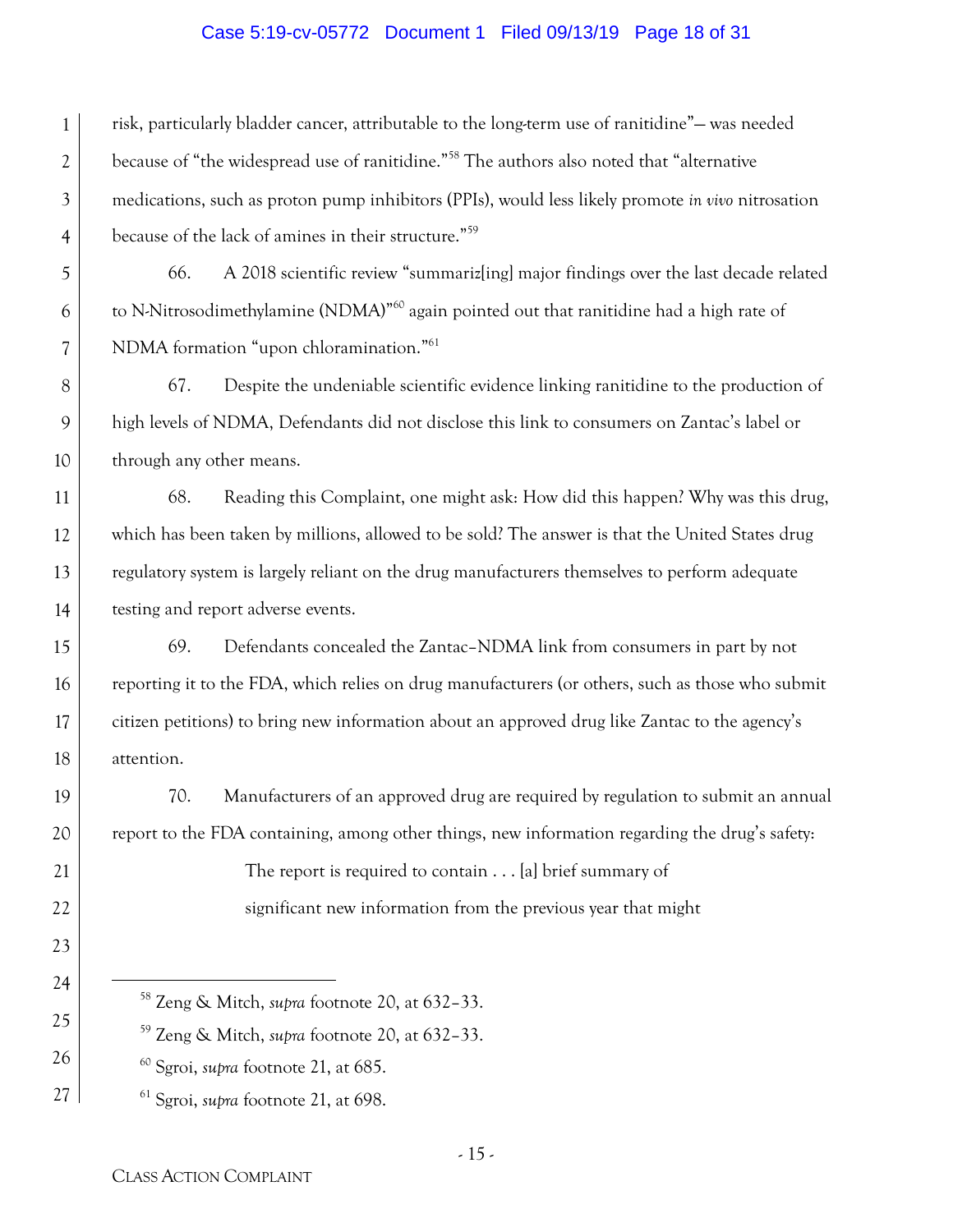risk, particularly bladder cancer, attributable to the long-term use of ranitidine"— was needed because of "the widespread use of ranitidine."[58] The authors also noted that "alternative medications, such as proton pump inhibitors (PPIs), would less likely promote *in vivo* nitrosation because of the lack of amines in their structure."[59]

66. A 2018 scientific review "summariz[ing] major findings over the last decade related to N-Nitrosodimethylamine (NDMA)"[60] again pointed out that ranitidine had a high rate of NDMA formation "upon chloramination."[61]

67. Despite the undeniable scientific evidence linking ranitidine to the production of high levels of NDMA, Defendants did not disclose this link to consumers on Zantac's label or through any other means.

68. Reading this Complaint, one might ask: How did this happen? Why was this drug, which has been taken by millions, allowed to be sold? The answer is that the United States drug regulatory system is largely reliant on the drug manufacturers themselves to perform adequate testing and report adverse events.

69. Defendants concealed the Zantac–NDMA link from consumers in part by not reporting it to the FDA, which relies on drug manufacturers (or others, such as those who submit citizen petitions) to bring new information about an approved drug like Zantac to the agency's attention.

70. Manufacturers of an approved drug are required by regulation to submit an annual report to the FDA containing, among other things, new information regarding the drug's safety:

> The report is required to contain . . . [a] brief summary of significant new information from the previous year that might

---

[58] Zeng & Mitch, *supra* footnote 20, at 632–33.

[59] Zeng & Mitch, *supra* footnote 20, at 632–33.

[60] Sgroi, *supra* footnote 21, at 685.

[61] Sgroi, *supra* footnote 21, at 698.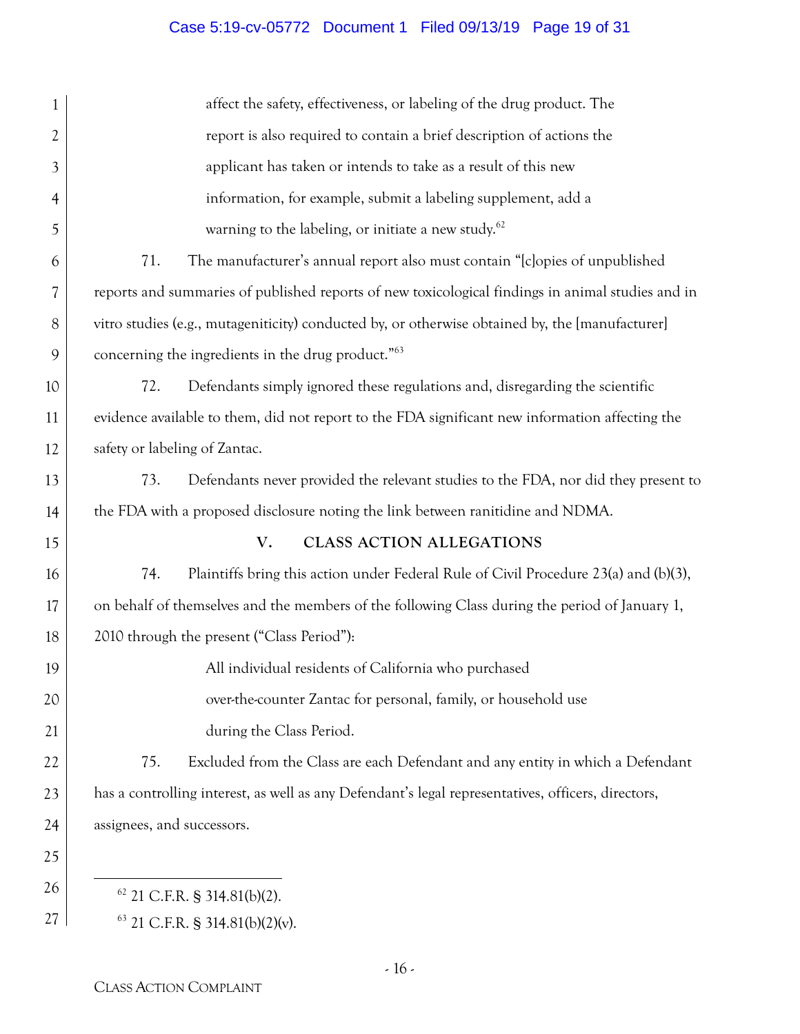> affect the safety, effectiveness, or labeling of the drug product. The report is also required to contain a brief description of actions the applicant has taken or intends to take as a result of this new information, for example, submit a labeling supplement, add a warning to the labeling, or initiate a new study.[62]

71. The manufacturer's annual report also must contain "[c]opies of unpublished reports and summaries of published reports of new toxicological findings in animal studies and in vitro studies (e.g., mutageniticity) conducted by, or otherwise obtained by, the [manufacturer] concerning the ingredients in the drug product."[63]

72. Defendants simply ignored these regulations and, disregarding the scientific evidence available to them, did not report to the FDA significant new information affecting the safety or labeling of Zantac.

73. Defendants never provided the relevant studies to the FDA, nor did they present to the FDA with a proposed disclosure noting the link between ranitidine and NDMA.

## V. CLASS ACTION ALLEGATIONS

74. Plaintiffs bring this action under Federal Rule of Civil Procedure 23(a) and (b)(3), on behalf of themselves and the members of the following Class during the period of January 1, 2010 through the present ("Class Period"):

> All individual residents of California who purchased over-the-counter Zantac for personal, family, or household use during the Class Period.

75. Excluded from the Class are each Defendant and any entity in which a Defendant has a controlling interest, as well as any Defendant's legal representatives, officers, directors, assignees, and successors.

---

[62] 21 C.F.R. § 314.81(b)(2).

[63] 21 C.F.R. § 314.81(b)(2)(v).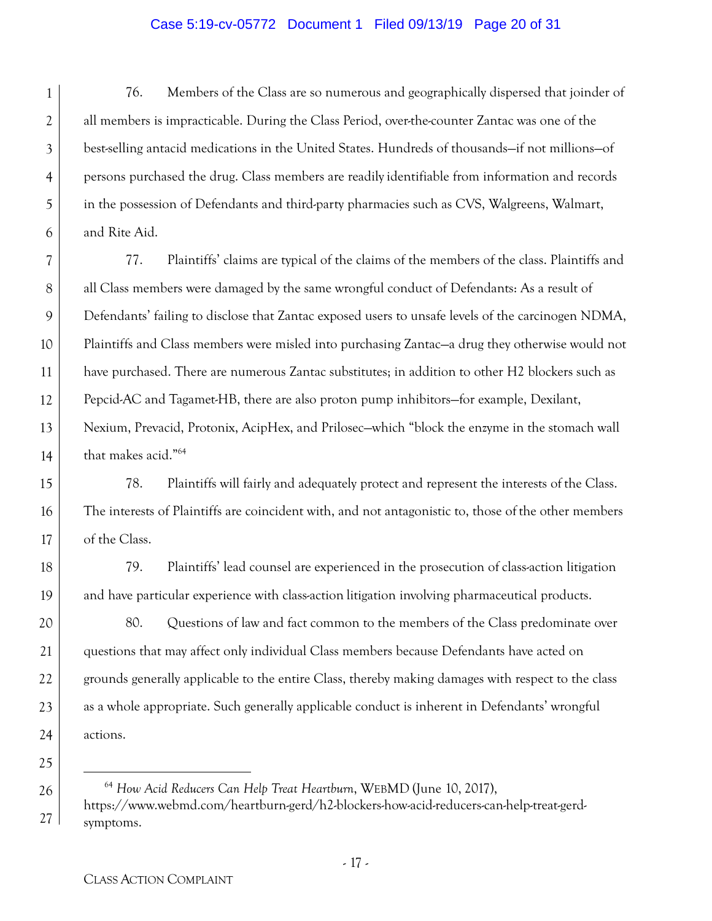76. Members of the Class are so numerous and geographically dispersed that joinder of all members is impracticable. During the Class Period, over-the-counter Zantac was one of the best-selling antacid medications in the United States. Hundreds of thousands—if not millions—of persons purchased the drug. Class members are readily identifiable from information and records in the possession of Defendants and third-party pharmacies such as CVS, Walgreens, Walmart, and Rite Aid.

77. Plaintiffs' claims are typical of the claims of the members of the class. Plaintiffs and all Class members were damaged by the same wrongful conduct of Defendants: As a result of Defendants' failing to disclose that Zantac exposed users to unsafe levels of the carcinogen NDMA, Plaintiffs and Class members were misled into purchasing Zantac—a drug they otherwise would not have purchased. There are numerous Zantac substitutes; in addition to other H2 blockers such as Pepcid-AC and Tagamet-HB, there are also proton pump inhibitors—for example, Dexilant, Nexium, Prevacid, Protonix, AcipHex, and Prilosec—which "block the enzyme in the stomach wall that makes acid."[64]

78. Plaintiffs will fairly and adequately protect and represent the interests of the Class. The interests of Plaintiffs are coincident with, and not antagonistic to, those of the other members of the Class.

79. Plaintiffs' lead counsel are experienced in the prosecution of class-action litigation and have particular experience with class-action litigation involving pharmaceutical products.

80. Questions of law and fact common to the members of the Class predominate over questions that may affect only individual Class members because Defendants have acted on grounds generally applicable to the entire Class, thereby making damages with respect to the class as a whole appropriate. Such generally applicable conduct is inherent in Defendants' wrongful actions.

---

[64] *How Acid Reducers Can Help Treat Heartburn*, WEBMD (June 10, 2017), https://www.webmd.com/heartburn-gerd/h2-blockers-how-acid-reducers-can-help-treat-gerd-symptoms.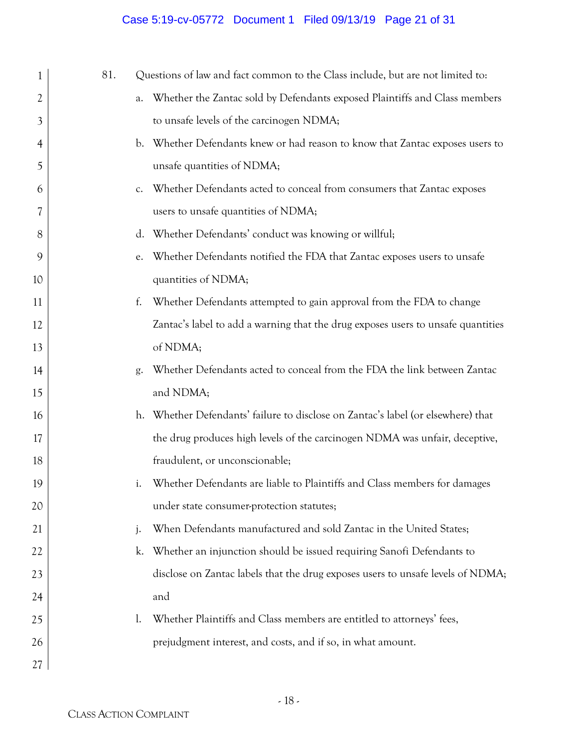81. Questions of law and fact common to the Class include, but are not limited to:

a. Whether the Zantac sold by Defendants exposed Plaintiffs and Class members to unsafe levels of the carcinogen NDMA;

b. Whether Defendants knew or had reason to know that Zantac exposes users to unsafe quantities of NDMA;

c. Whether Defendants acted to conceal from consumers that Zantac exposes users to unsafe quantities of NDMA;

d. Whether Defendants' conduct was knowing or willful;

e. Whether Defendants notified the FDA that Zantac exposes users to unsafe quantities of NDMA;

f. Whether Defendants attempted to gain approval from the FDA to change Zantac's label to add a warning that the drug exposes users to unsafe quantities of NDMA;

g. Whether Defendants acted to conceal from the FDA the link between Zantac and NDMA;

h. Whether Defendants' failure to disclose on Zantac's label (or elsewhere) that the drug produces high levels of the carcinogen NDMA was unfair, deceptive, fraudulent, or unconscionable;

i. Whether Defendants are liable to Plaintiffs and Class members for damages under state consumer-protection statutes;

j. When Defendants manufactured and sold Zantac in the United States;

k. Whether an injunction should be issued requiring Sanofi Defendants to disclose on Zantac labels that the drug exposes users to unsafe levels of NDMA; and

l. Whether Plaintiffs and Class members are entitled to attorneys' fees, prejudgment interest, and costs, and if so, in what amount.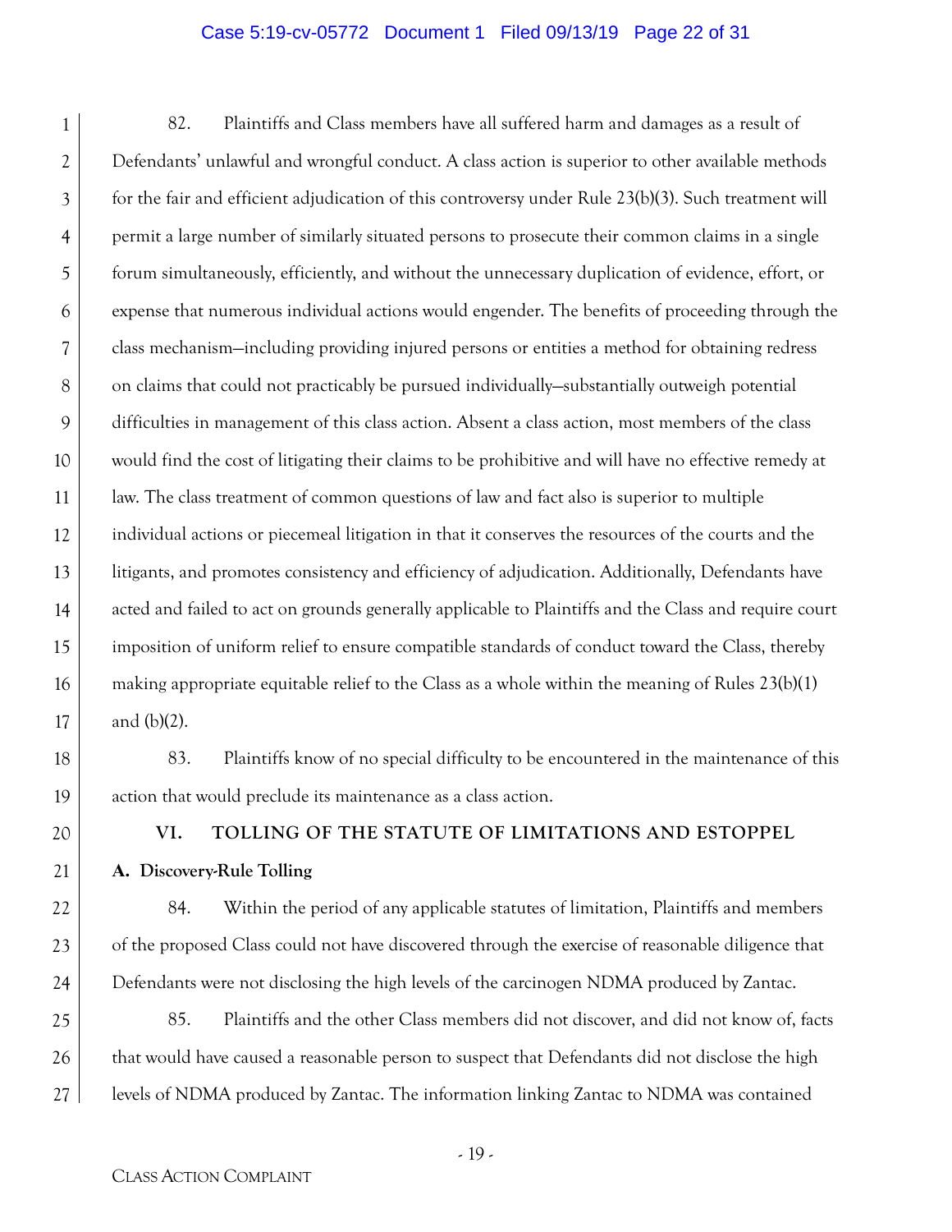82. Plaintiffs and Class members have all suffered harm and damages as a result of Defendants' unlawful and wrongful conduct. A class action is superior to other available methods for the fair and efficient adjudication of this controversy under Rule 23(b)(3). Such treatment will permit a large number of similarly situated persons to prosecute their common claims in a single forum simultaneously, efficiently, and without the unnecessary duplication of evidence, effort, or expense that numerous individual actions would engender. The benefits of proceeding through the class mechanism—including providing injured persons or entities a method for obtaining redress on claims that could not practicably be pursued individually—substantially outweigh potential difficulties in management of this class action. Absent a class action, most members of the class would find the cost of litigating their claims to be prohibitive and will have no effective remedy at law. The class treatment of common questions of law and fact also is superior to multiple individual actions or piecemeal litigation in that it conserves the resources of the courts and the litigants, and promotes consistency and efficiency of adjudication. Additionally, Defendants have acted and failed to act on grounds generally applicable to Plaintiffs and the Class and require court imposition of uniform relief to ensure compatible standards of conduct toward the Class, thereby making appropriate equitable relief to the Class as a whole within the meaning of Rules 23(b)(1) and (b)(2).

83. Plaintiffs know of no special difficulty to be encountered in the maintenance of this action that would preclude its maintenance as a class action.

## VI. TOLLING OF THE STATUTE OF LIMITATIONS AND ESTOPPEL

### A. Discovery-Rule Tolling

84. Within the period of any applicable statutes of limitation, Plaintiffs and members of the proposed Class could not have discovered through the exercise of reasonable diligence that Defendants were not disclosing the high levels of the carcinogen NDMA produced by Zantac.

85. Plaintiffs and the other Class members did not discover, and did not know of, facts that would have caused a reasonable person to suspect that Defendants did not disclose the high levels of NDMA produced by Zantac. The information linking Zantac to NDMA was contained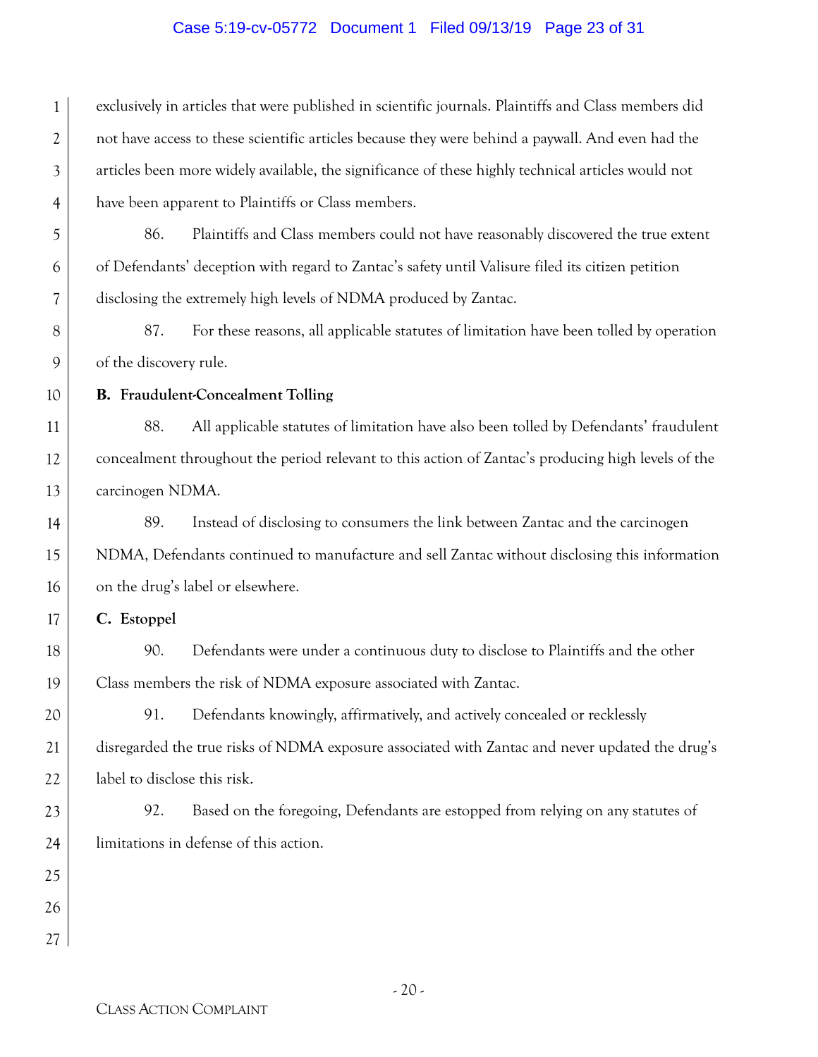exclusively in articles that were published in scientific journals. Plaintiffs and Class members did not have access to these scientific articles because they were behind a paywall. And even had the articles been more widely available, the significance of these highly technical articles would not have been apparent to Plaintiffs or Class members.

86. Plaintiffs and Class members could not have reasonably discovered the true extent of Defendants' deception with regard to Zantac's safety until Valisure filed its citizen petition disclosing the extremely high levels of NDMA produced by Zantac.

87. For these reasons, all applicable statutes of limitation have been tolled by operation of the discovery rule.

**B. Fraudulent-Concealment Tolling**

88. All applicable statutes of limitation have also been tolled by Defendants' fraudulent concealment throughout the period relevant to this action of Zantac's producing high levels of the carcinogen NDMA.

89. Instead of disclosing to consumers the link between Zantac and the carcinogen NDMA, Defendants continued to manufacture and sell Zantac without disclosing this information on the drug's label or elsewhere.

**C. Estoppel**

90. Defendants were under a continuous duty to disclose to Plaintiffs and the other Class members the risk of NDMA exposure associated with Zantac.

91. Defendants knowingly, affirmatively, and actively concealed or recklessly disregarded the true risks of NDMA exposure associated with Zantac and never updated the drug's label to disclose this risk.

92. Based on the foregoing, Defendants are estopped from relying on any statutes of limitations in defense of this action.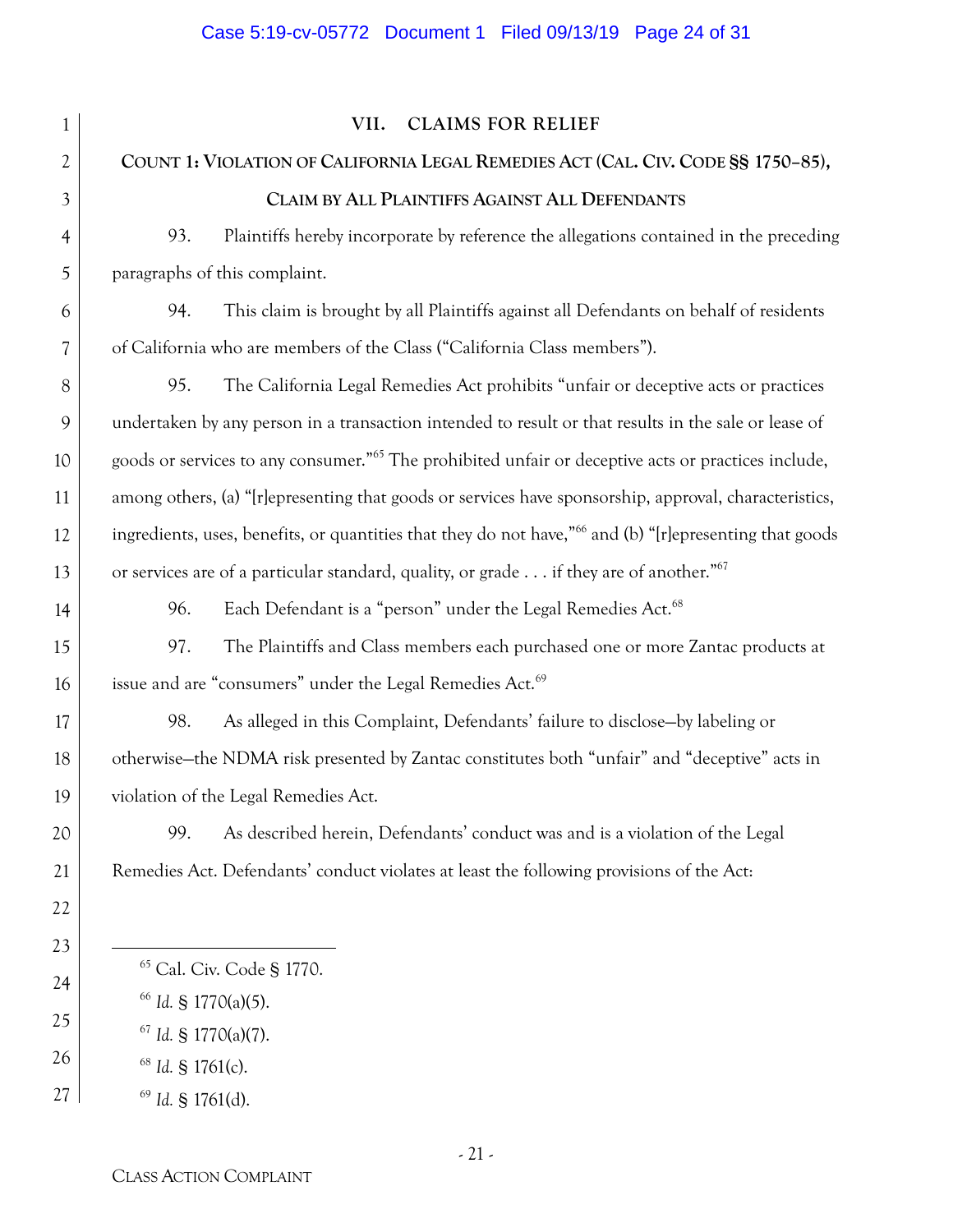## VII. CLAIMS FOR RELIEF

### COUNT 1: VIOLATION OF CALIFORNIA LEGAL REMEDIES ACT (CAL. CIV. CODE §§ 1750–85), CLAIM BY ALL PLAINTIFFS AGAINST ALL DEFENDANTS

93. Plaintiffs hereby incorporate by reference the allegations contained in the preceding paragraphs of this complaint.

94. This claim is brought by all Plaintiffs against all Defendants on behalf of residents of California who are members of the Class ("California Class members").

95. The California Legal Remedies Act prohibits "unfair or deceptive acts or practices undertaken by any person in a transaction intended to result or that results in the sale or lease of goods or services to any consumer."[65] The prohibited unfair or deceptive acts or practices include, among others, (a) "[r]epresenting that goods or services have sponsorship, approval, characteristics, ingredients, uses, benefits, or quantities that they do not have,"[66] and (b) "[r]epresenting that goods or services are of a particular standard, quality, or grade . . . if they are of another."[67]

96. Each Defendant is a "person" under the Legal Remedies Act.[68]

97. The Plaintiffs and Class members each purchased one or more Zantac products at issue and are "consumers" under the Legal Remedies Act.[69]

98. As alleged in this Complaint, Defendants' failure to disclose—by labeling or otherwise—the NDMA risk presented by Zantac constitutes both "unfair" and "deceptive" acts in violation of the Legal Remedies Act.

99. As described herein, Defendants' conduct was and is a violation of the Legal Remedies Act. Defendants' conduct violates at least the following provisions of the Act:

---

[65] Cal. Civ. Code § 1770.

[66] *Id.* § 1770(a)(5).

[67] *Id.* § 1770(a)(7).

[68] *Id.* § 1761(c).

[69] *Id.* § 1761(d).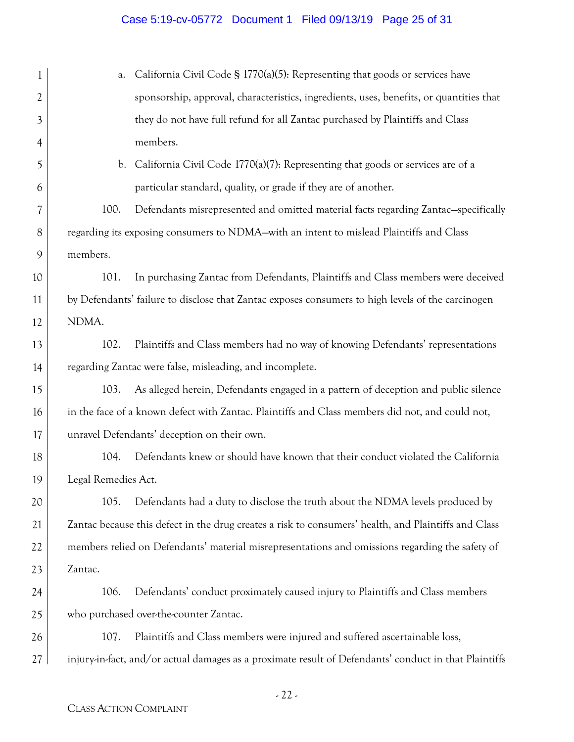a. California Civil Code § 1770(a)(5): Representing that goods or services have sponsorship, approval, characteristics, ingredients, uses, benefits, or quantities that they do not have full refund for all Zantac purchased by Plaintiffs and Class members.

b. California Civil Code 1770(a)(7): Representing that goods or services are of a particular standard, quality, or grade if they are of another.

100. Defendants misrepresented and omitted material facts regarding Zantac—specifically regarding its exposing consumers to NDMA—with an intent to mislead Plaintiffs and Class members.

101. In purchasing Zantac from Defendants, Plaintiffs and Class members were deceived by Defendants' failure to disclose that Zantac exposes consumers to high levels of the carcinogen NDMA.

102. Plaintiffs and Class members had no way of knowing Defendants' representations regarding Zantac were false, misleading, and incomplete.

103. As alleged herein, Defendants engaged in a pattern of deception and public silence in the face of a known defect with Zantac. Plaintiffs and Class members did not, and could not, unravel Defendants' deception on their own.

104. Defendants knew or should have known that their conduct violated the California Legal Remedies Act.

105. Defendants had a duty to disclose the truth about the NDMA levels produced by Zantac because this defect in the drug creates a risk to consumers' health, and Plaintiffs and Class members relied on Defendants' material misrepresentations and omissions regarding the safety of Zantac.

106. Defendants' conduct proximately caused injury to Plaintiffs and Class members who purchased over-the-counter Zantac.

107. Plaintiffs and Class members were injured and suffered ascertainable loss, injury-in-fact, and/or actual damages as a proximate result of Defendants' conduct in that Plaintiffs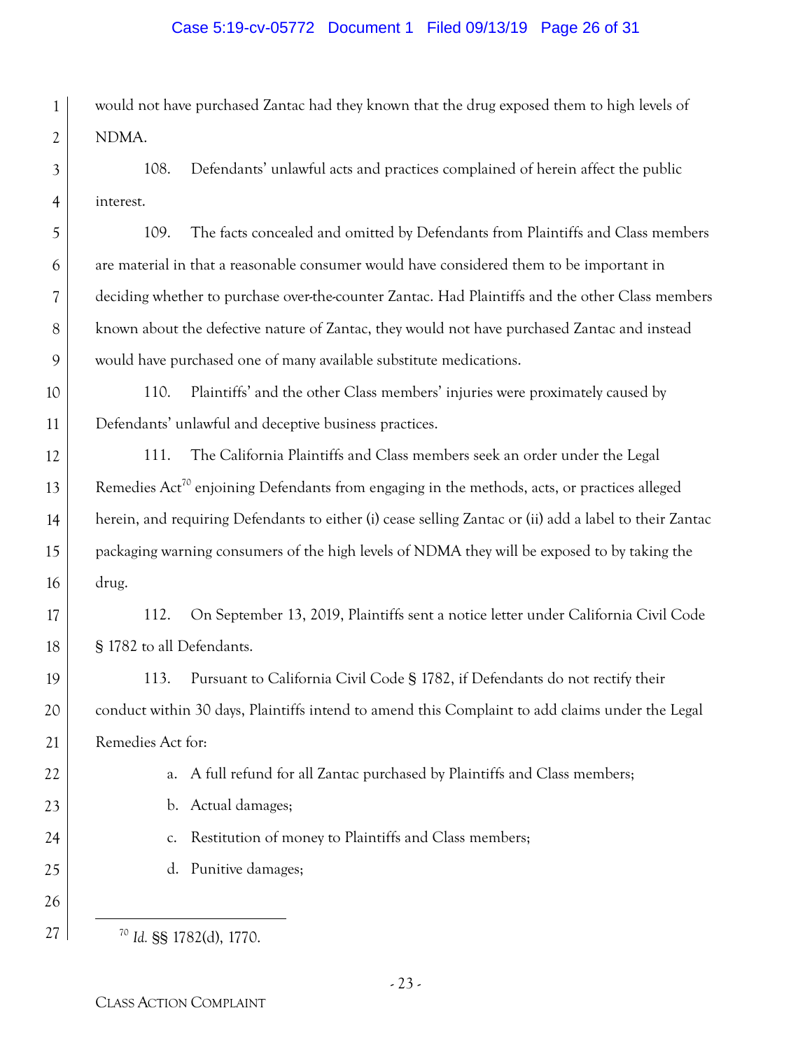would not have purchased Zantac had they known that the drug exposed them to high levels of NDMA.

108. Defendants' unlawful acts and practices complained of herein affect the public interest.

109. The facts concealed and omitted by Defendants from Plaintiffs and Class members are material in that a reasonable consumer would have considered them to be important in deciding whether to purchase over-the-counter Zantac. Had Plaintiffs and the other Class members known about the defective nature of Zantac, they would not have purchased Zantac and instead would have purchased one of many available substitute medications.

110. Plaintiffs' and the other Class members' injuries were proximately caused by Defendants' unlawful and deceptive business practices.

111. The California Plaintiffs and Class members seek an order under the Legal Remedies Act[70] enjoining Defendants from engaging in the methods, acts, or practices alleged herein, and requiring Defendants to either (i) cease selling Zantac or (ii) add a label to their Zantac packaging warning consumers of the high levels of NDMA they will be exposed to by taking the drug.

112. On September 13, 2019, Plaintiffs sent a notice letter under California Civil Code § 1782 to all Defendants.

113. Pursuant to California Civil Code § 1782, if Defendants do not rectify their conduct within 30 days, Plaintiffs intend to amend this Complaint to add claims under the Legal Remedies Act for:

a. A full refund for all Zantac purchased by Plaintiffs and Class members;

b. Actual damages;

c. Restitution of money to Plaintiffs and Class members;

d. Punitive damages;

---

[70] *Id.* §§ 1782(d), 1770.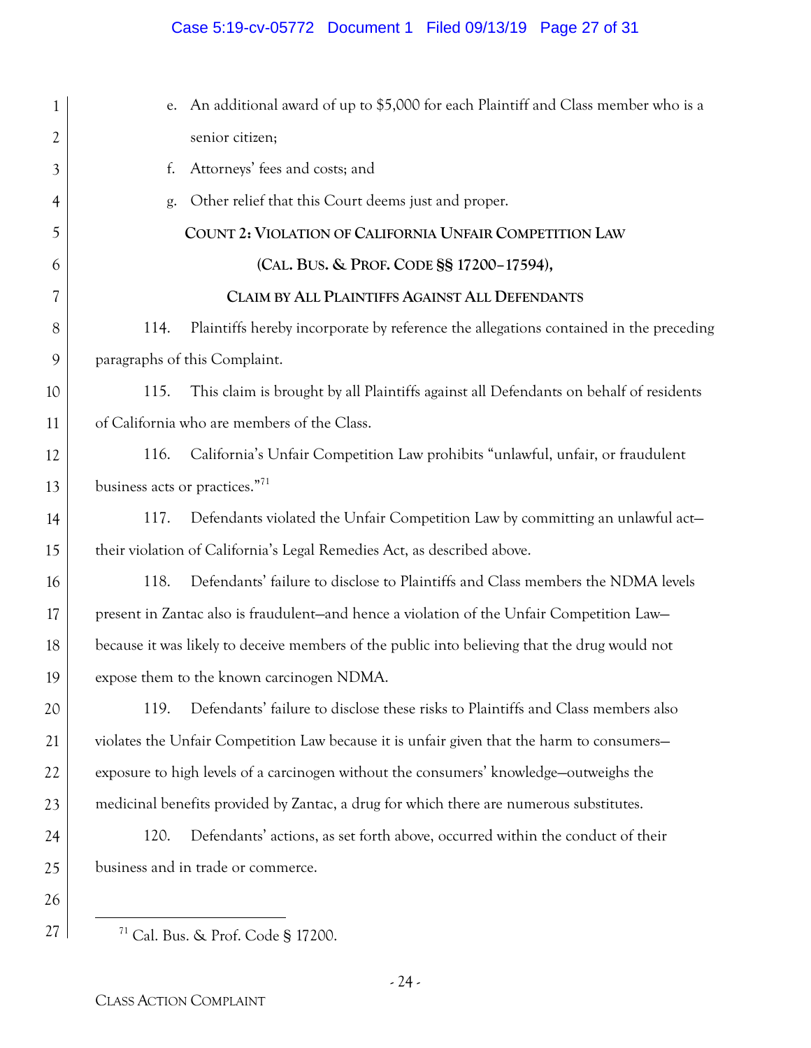e. An additional award of up to $5,000 for each Plaintiff and Class member who is a senior citizen;

f. Attorneys' fees and costs; and

g. Other relief that this Court deems just and proper.

## COUNT 2: VIOLATION OF CALIFORNIA UNFAIR COMPETITION LAW (CAL. BUS. & PROF. CODE §§ 17200–17594), CLAIM BY ALL PLAINTIFFS AGAINST ALL DEFENDANTS

114. Plaintiffs hereby incorporate by reference the allegations contained in the preceding paragraphs of this Complaint.

115. This claim is brought by all Plaintiffs against all Defendants on behalf of residents of California who are members of the Class.

116. California's Unfair Competition Law prohibits "unlawful, unfair, or fraudulent business acts or practices."[71]

117. Defendants violated the Unfair Competition Law by committing an unlawful act—their violation of California's Legal Remedies Act, as described above.

118. Defendants' failure to disclose to Plaintiffs and Class members the NDMA levels present in Zantac also is fraudulent—and hence a violation of the Unfair Competition Law—because it was likely to deceive members of the public into believing that the drug would not expose them to the known carcinogen NDMA.

119. Defendants' failure to disclose these risks to Plaintiffs and Class members also violates the Unfair Competition Law because it is unfair given that the harm to consumers—exposure to high levels of a carcinogen without the consumers' knowledge—outweighs the medicinal benefits provided by Zantac, a drug for which there are numerous substitutes.

120. Defendants' actions, as set forth above, occurred within the conduct of their business and in trade or commerce.

---

[71] Cal. Bus. & Prof. Code § 17200.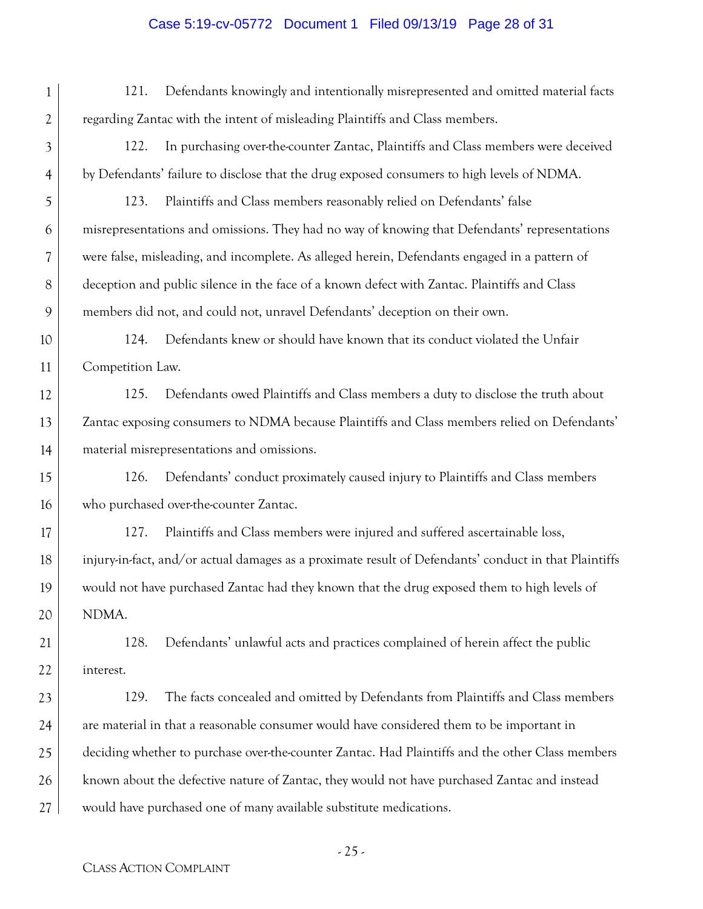121. Defendants knowingly and intentionally misrepresented and omitted material facts regarding Zantac with the intent of misleading Plaintiffs and Class members.

122. In purchasing over-the-counter Zantac, Plaintiffs and Class members were deceived by Defendants' failure to disclose that the drug exposed consumers to high levels of NDMA.

123. Plaintiffs and Class members reasonably relied on Defendants' false misrepresentations and omissions. They had no way of knowing that Defendants' representations were false, misleading, and incomplete. As alleged herein, Defendants engaged in a pattern of deception and public silence in the face of a known defect with Zantac. Plaintiffs and Class members did not, and could not, unravel Defendants' deception on their own.

124. Defendants knew or should have known that its conduct violated the Unfair Competition Law.

125. Defendants owed Plaintiffs and Class members a duty to disclose the truth about Zantac exposing consumers to NDMA because Plaintiffs and Class members relied on Defendants' material misrepresentations and omissions.

126. Defendants' conduct proximately caused injury to Plaintiffs and Class members who purchased over-the-counter Zantac.

127. Plaintiffs and Class members were injured and suffered ascertainable loss, injury-in-fact, and/or actual damages as a proximate result of Defendants' conduct in that Plaintiffs would not have purchased Zantac had they known that the drug exposed them to high levels of NDMA.

128. Defendants' unlawful acts and practices complained of herein affect the public interest.

129. The facts concealed and omitted by Defendants from Plaintiffs and Class members are material in that a reasonable consumer would have considered them to be important in deciding whether to purchase over-the-counter Zantac. Had Plaintiffs and the other Class members known about the defective nature of Zantac, they would not have purchased Zantac and instead would have purchased one of many available substitute medications.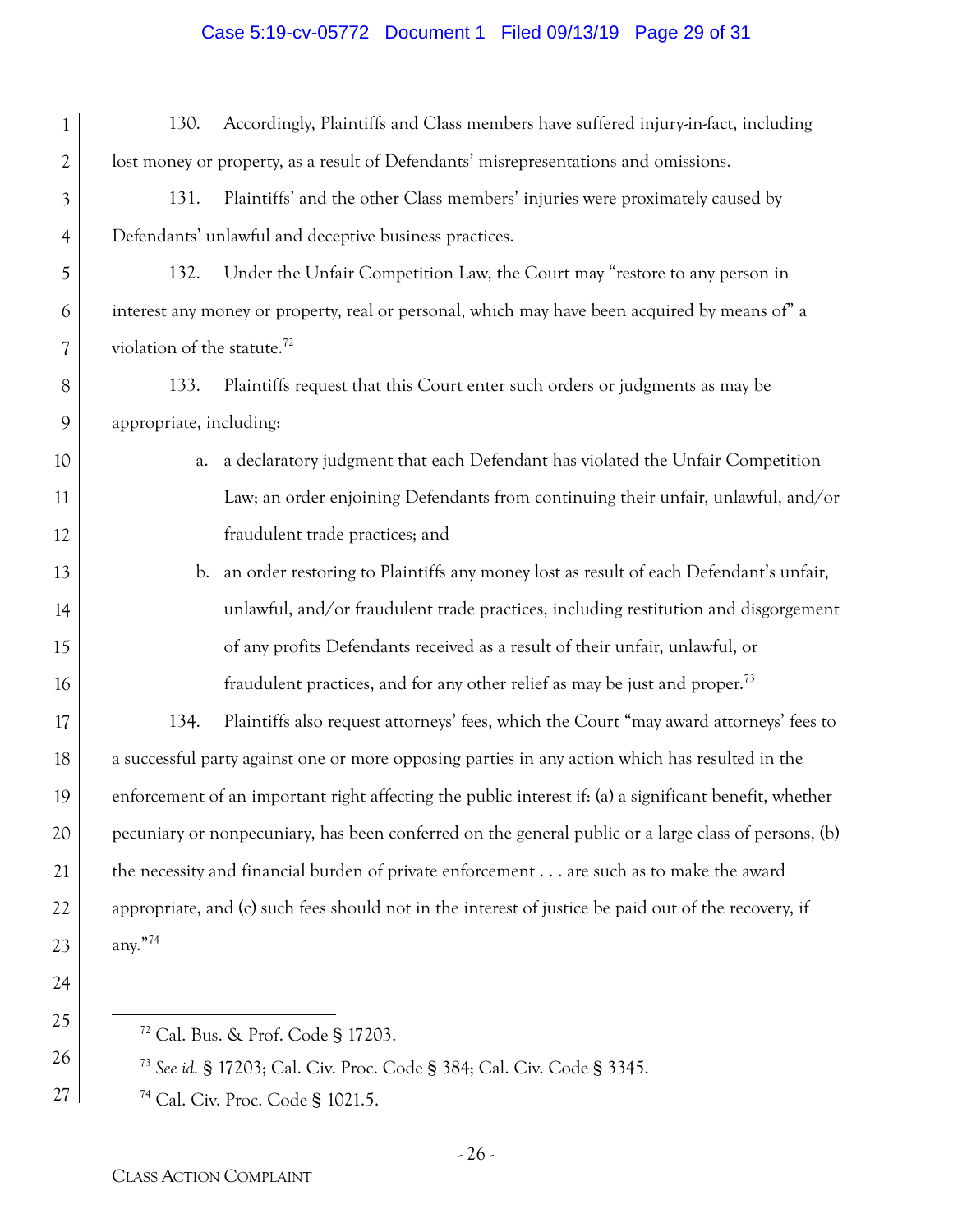130. Accordingly, Plaintiffs and Class members have suffered injury-in-fact, including lost money or property, as a result of Defendants' misrepresentations and omissions.

131. Plaintiffs' and the other Class members' injuries were proximately caused by Defendants' unlawful and deceptive business practices.

132. Under the Unfair Competition Law, the Court may "restore to any person in interest any money or property, real or personal, which may have been acquired by means of" a violation of the statute.[72]

133. Plaintiffs request that this Court enter such orders or judgments as may be appropriate, including:

a. a declaratory judgment that each Defendant has violated the Unfair Competition Law; an order enjoining Defendants from continuing their unfair, unlawful, and/or fraudulent trade practices; and

b. an order restoring to Plaintiffs any money lost as result of each Defendant's unfair, unlawful, and/or fraudulent trade practices, including restitution and disgorgement of any profits Defendants received as a result of their unfair, unlawful, or fraudulent practices, and for any other relief as may be just and proper.[73]

134. Plaintiffs also request attorneys' fees, which the Court "may award attorneys' fees to a successful party against one or more opposing parties in any action which has resulted in the enforcement of an important right affecting the public interest if: (a) a significant benefit, whether pecuniary or nonpecuniary, has been conferred on the general public or a large class of persons, (b) the necessity and financial burden of private enforcement . . . are such as to make the award appropriate, and (c) such fees should not in the interest of justice be paid out of the recovery, if any."[74]

---

[72] Cal. Bus. & Prof. Code § 17203.

[73] *See id.* § 17203; Cal. Civ. Proc. Code § 384; Cal. Civ. Code § 3345.

[74] Cal. Civ. Proc. Code § 1021.5.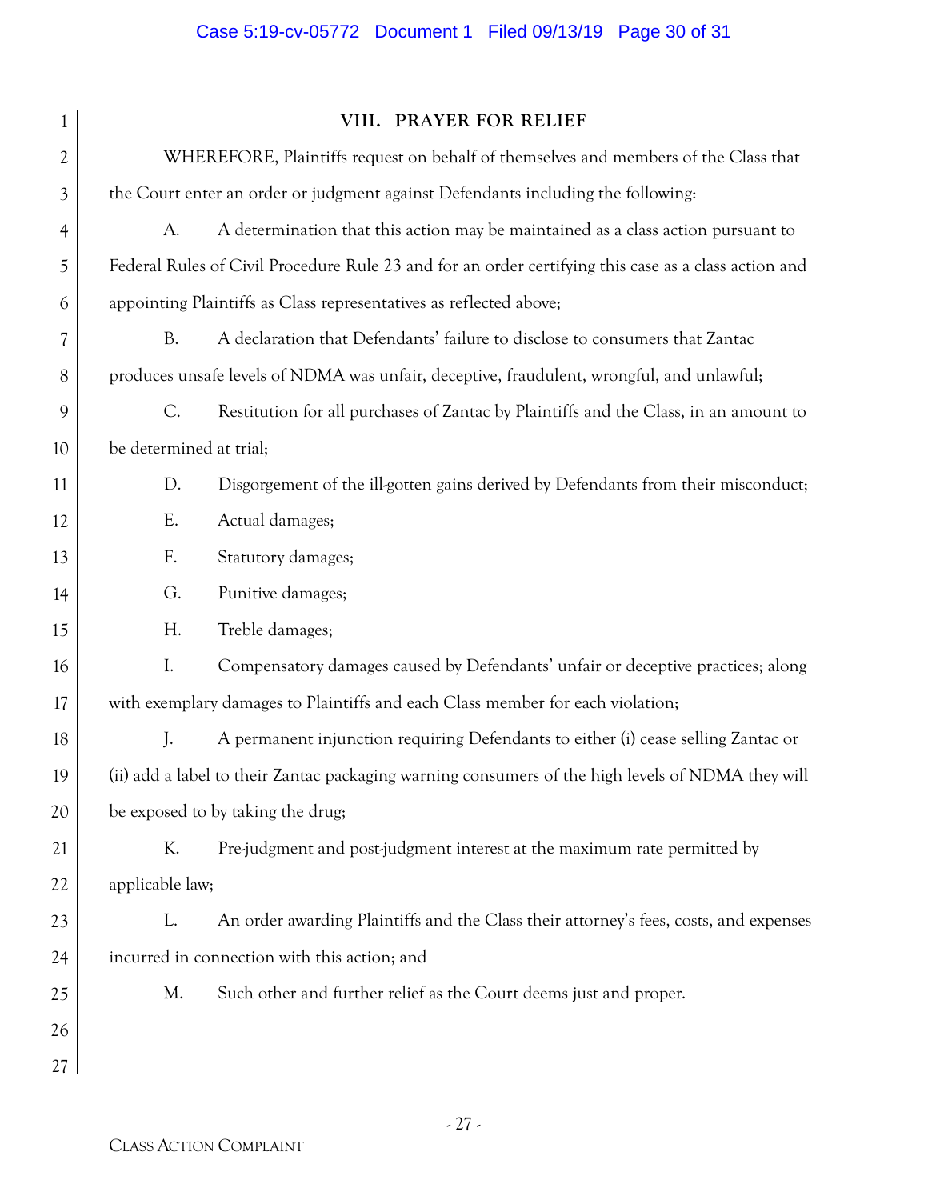## VIII. PRAYER FOR RELIEF

WHEREFORE, Plaintiffs request on behalf of themselves and members of the Class that the Court enter an order or judgment against Defendants including the following:

A. A determination that this action may be maintained as a class action pursuant to Federal Rules of Civil Procedure Rule 23 and for an order certifying this case as a class action and appointing Plaintiffs as Class representatives as reflected above;

B. A declaration that Defendants' failure to disclose to consumers that Zantac produces unsafe levels of NDMA was unfair, deceptive, fraudulent, wrongful, and unlawful;

C. Restitution for all purchases of Zantac by Plaintiffs and the Class, in an amount to be determined at trial;

D. Disgorgement of the ill-gotten gains derived by Defendants from their misconduct;

E. Actual damages;

F. Statutory damages;

G. Punitive damages;

H. Treble damages;

I. Compensatory damages caused by Defendants' unfair or deceptive practices; along with exemplary damages to Plaintiffs and each Class member for each violation;

J. A permanent injunction requiring Defendants to either (i) cease selling Zantac or (ii) add a label to their Zantac packaging warning consumers of the high levels of NDMA they will be exposed to by taking the drug;

K. Pre-judgment and post-judgment interest at the maximum rate permitted by applicable law;

L. An order awarding Plaintiffs and the Class their attorney's fees, costs, and expenses incurred in connection with this action; and

M. Such other and further relief as the Court deems just and proper.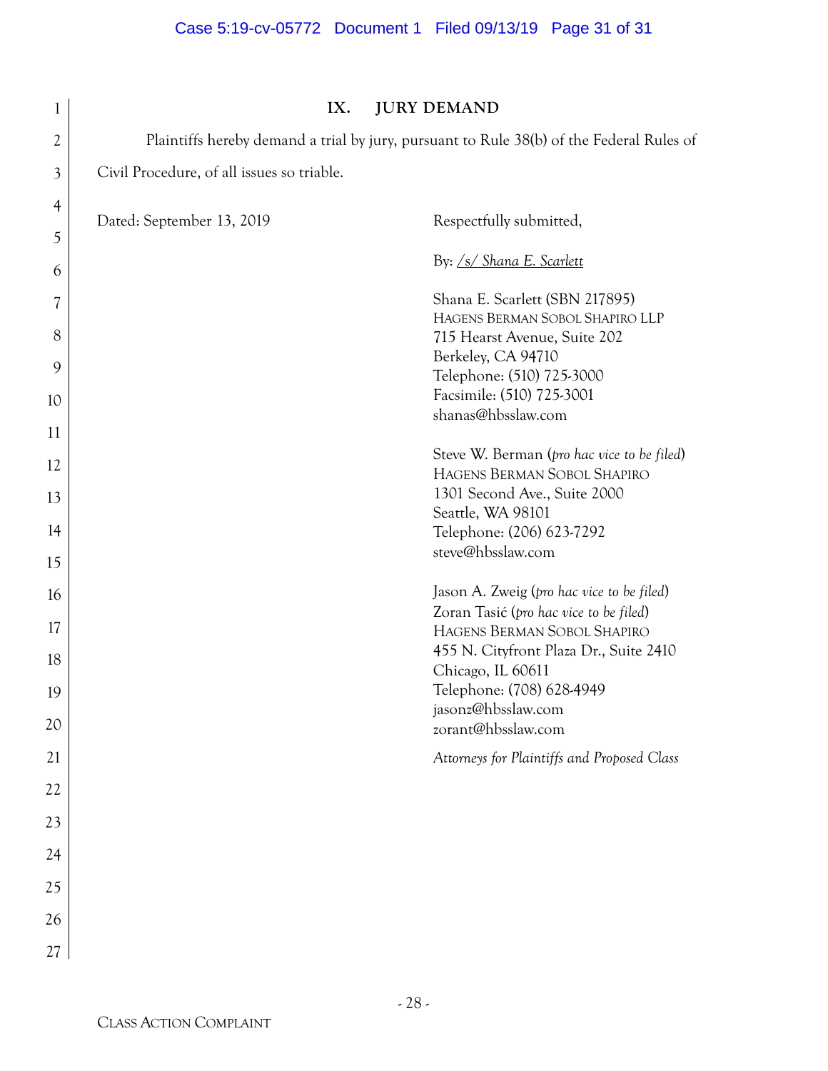## IX. JURY DEMAND

Plaintiffs hereby demand a trial by jury, pursuant to Rule 38(b) of the Federal Rules of Civil Procedure, of all issues so triable.

Dated: September 13, 2019

Respectfully submitted,

By: /s/ Shana E. Scarlett

Shana E. Scarlett (SBN 217895)
HAGENS BERMAN SOBOL SHAPIRO LLP
715 Hearst Avenue, Suite 202
Berkeley, CA 94710
Telephone: (510) 725-3000
Facsimile: (510) 725-3001
shanas@hbsslaw.com

Steve W. Berman (*pro hac vice to be filed*)
HAGENS BERMAN SOBOL SHAPIRO
1301 Second Ave., Suite 2000
Seattle, WA 98101
Telephone: (206) 623-7292
steve@hbsslaw.com

Jason A. Zweig (*pro hac vice to be filed*)
Zoran Tasić (*pro hac vice to be filed*)
HAGENS BERMAN SOBOL SHAPIRO
455 N. Cityfront Plaza Dr., Suite 2410
Chicago, IL 60611
Telephone: (708) 628-4949
jasonz@hbsslaw.com
zorant@hbsslaw.com

*Attorneys for Plaintiffs and Proposed Class*